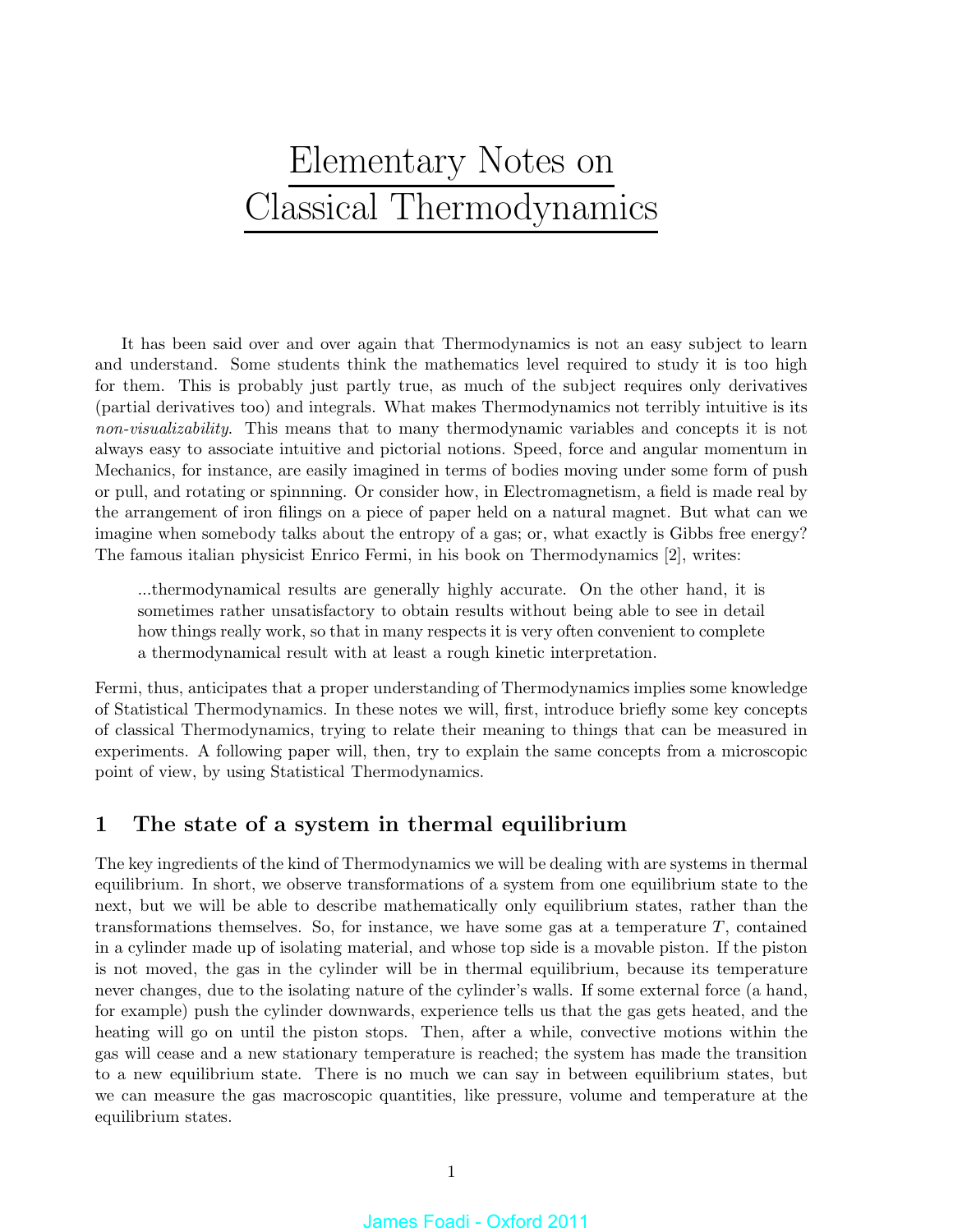# Elementary Notes on Classical Thermodynamics

It has been said over and over again that Thermodynamics is not an easy subject to learn and understand. Some students think the mathematics level required to study it is too high for them. This is probably just partly true, as much of the subject requires only derivatives (partial derivatives too) and integrals. What makes Thermodynamics not terribly intuitive is its *non-visualizability*. This means that to many thermodynamic variables and concepts it is not always easy to associate intuitive and pictorial notions. Speed, force and angular momentum in Mechanics, for instance, are easily imagined in terms of bodies moving under some form of push or pull, and rotating or spinnning. Or consider how, in Electromagnetism, a field is made real by the arrangement of iron filings on a piece of paper held on a natural magnet. But what can we imagine when somebody talks about the entropy of a gas; or, what exactly is Gibbs free energy? The famous italian physicist Enrico Fermi, in his book on Thermodynamics [2], writes:

> ...thermodynamical results are generally highly accurate. On the other hand, it is sometimes rather unsatisfactory to obtain results without being able to see in detail how things really work, so that in many respects it is very often convenient to complete a thermodynamical result with at least a rough kinetic interpretation.

Fermi, thus, anticipates that a proper understanding of Thermodynamics implies some knowledge of Statistical Thermodynamics. In these notes we will, first, introduce briefly some key concepts of classical Thermodynamics, trying to relate their meaning to things that can be measured in experiments. A following paper will, then, try to explain the same concepts from a microscopic point of view, by using Statistical Thermodynamics.

## 1 The state of a system in thermal equilibrium

The key ingredients of the kind of Thermodynamics we will be dealing with are systems in thermal equilibrium. In short, we observe transformations of a system from one equilibrium state to the next, but we will be able to describe mathematically only equilibrium states, rather than the transformations themselves. So, for instance, we have some gas at a temperature $T$, contained in a cylinder made up of isolating material, and whose top side is a movable piston. If the piston is not moved, the gas in the cylinder will be in thermal equilibrium, because its temperature never changes, due to the isolating nature of the cylinder's walls. If some external force (a hand, for example) push the cylinder downwards, experience tells us that the gas gets heated, and the heating will go on until the piston stops. Then, after a while, convective motions within the gas will cease and a new stationary temperature is reached; the system has made the transition to a new equilibrium state. There is no much we can say in between equilibrium states, but we can measure the gas macroscopic quantities, like pressure, volume and temperature at the equilibrium states.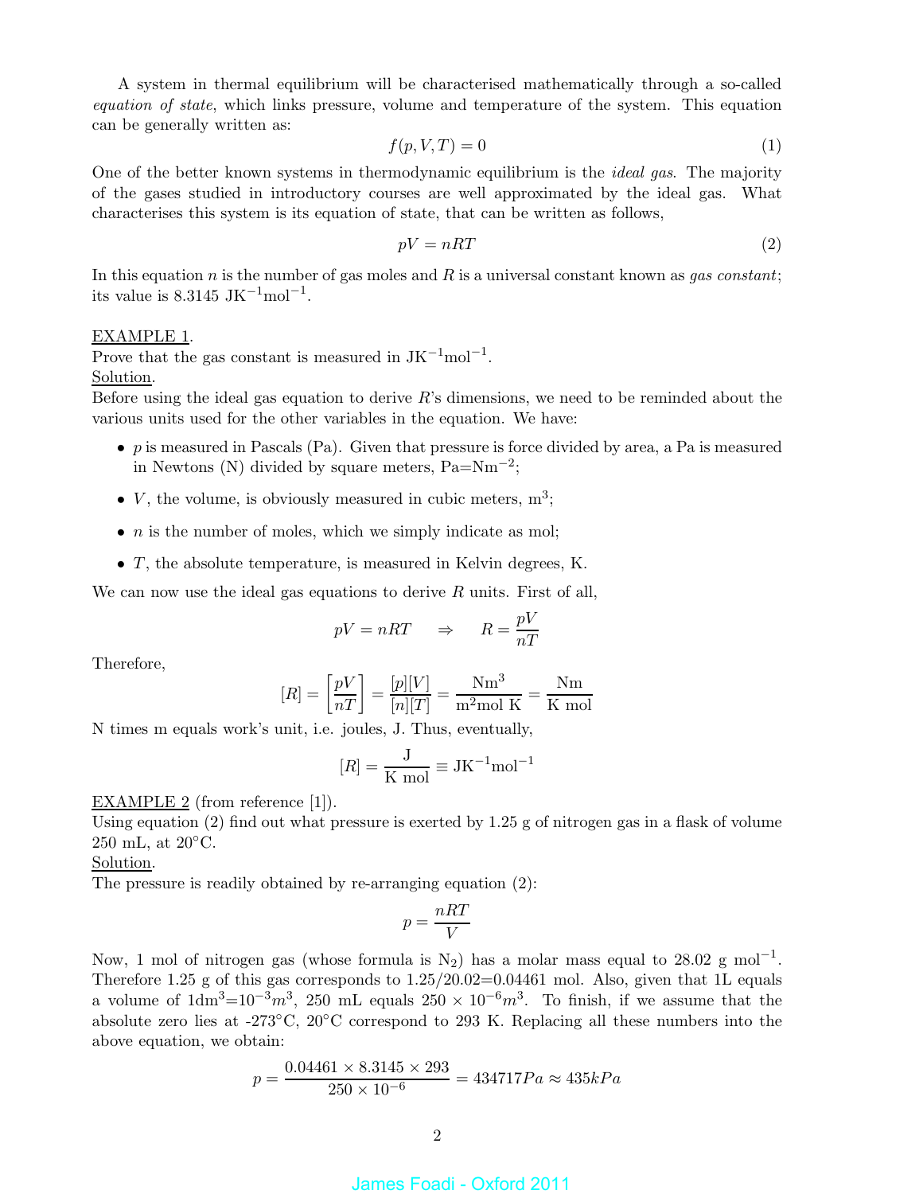A system in thermal equilibrium will be characterised mathematically through a so-called *equation of state*, which links pressure, volume and temperature of the system. This equation can be generally written as:

$$f(p, V, T) = 0 \tag{1}$$

One of the better known systems in thermodynamic equilibrium is the *ideal gas*. The majority of the gases studied in introductory courses are well approximated by the ideal gas. What characterises this system is its equation of state, that can be written as follows,

$$pV = nRT \tag{2}$$

In this equation $n$ is the number of gas moles and $R$ is a universal constant known as *gas constant*; its value is 8.3145 $\text{JK}^{-1}\text{mol}^{-1}$.

<u>EXAMPLE 1</u>.
Prove that the gas constant is measured in $\text{JK}^{-1}\text{mol}^{-1}$.
<u>Solution</u>.
Before using the ideal gas equation to derive $R$'s dimensions, we need to be reminded about the various units used for the other variables in the equation. We have:

- $p$ is measured in Pascals (Pa). Given that pressure is force divided by area, a Pa is measured in Newtons (N) divided by square meters, $\text{Pa}=\text{Nm}^{-2}$;
- $V$, the volume, is obviously measured in cubic meters, $\text{m}^3$;
- $n$ is the number of moles, which we simply indicate as mol;
- $T$, the absolute temperature, is measured in Kelvin degrees, K.

We can now use the ideal gas equations to derive $R$ units. First of all,

$$pV = nRT \quad \Rightarrow \quad R = \frac{pV}{nT}$$

Therefore,

$$[R] = \left[\frac{pV}{nT}\right] = \frac{[p][V]}{[n][T]} = \frac{\text{Nm}^3}{\text{m}^2\text{mol K}} = \frac{\text{Nm}}{\text{K mol}}$$

N times m equals work's unit, i.e. joules, J. Thus, eventually,

$$[R] = \frac{\text{J}}{\text{K mol}} \equiv \text{JK}^{-1}\text{mol}^{-1}$$

<u>EXAMPLE 2</u> (from reference [1]).
Using equation (2) find out what pressure is exerted by 1.25 g of nitrogen gas in a flask of volume 250 mL, at 20°C.
<u>Solution</u>.
The pressure is readily obtained by re-arranging equation (2):

$$p = \frac{nRT}{V}$$

Now, 1 mol of nitrogen gas (whose formula is $N_2$) has a molar mass equal to 28.02 g $\text{mol}^{-1}$. Therefore 1.25 g of this gas corresponds to 1.25/20.02=0.04461 mol. Also, given that 1L equals a volume of $1\text{dm}^3=10^{-3}m^3$, 250 mL equals $250 \times 10^{-6}m^3$. To finish, if we assume that the absolute zero lies at -273°C, 20°C correspond to 293 K. Replacing all these numbers into the above equation, we obtain:

$$p = \frac{0.04461 \times 8.3145 \times 293}{250 \times 10^{-6}} = 434717Pa \approx 435kPa$$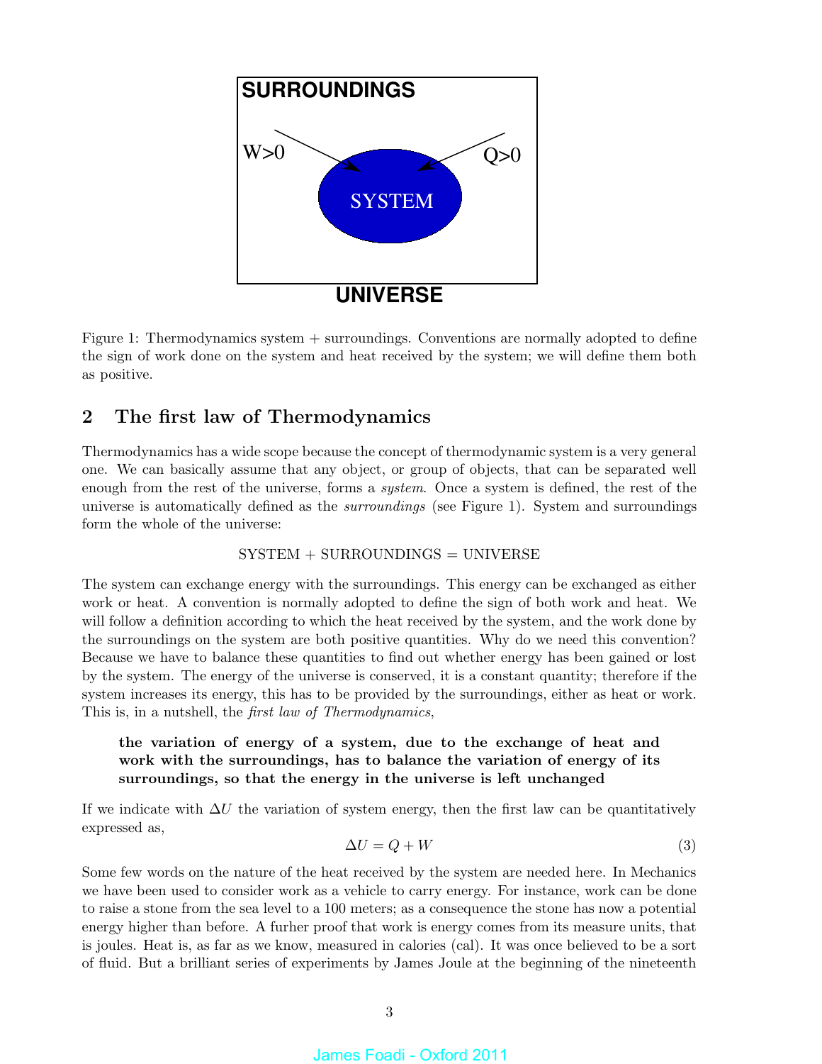Figure 1: Thermodynamics system + surroundings. Conventions are normally adopted to define the sign of work done on the system and heat received by the system; we will define them both as positive.

## 2 The first law of Thermodynamics

Thermodynamics has a wide scope because the concept of thermodynamic system is a very general one. We can basically assume that any object, or group of objects, that can be separated well enough from the rest of the universe, forms a *system*. Once a system is defined, the rest of the universe is automatically defined as the *surroundings* (see Figure 1). System and surroundings form the whole of the universe:

$$\text{SYSTEM} + \text{SURROUNDINGS} = \text{UNIVERSE}$$

The system can exchange energy with the surroundings. This energy can be exchanged as either work or heat. A convention is normally adopted to define the sign of both work and heat. We will follow a definition according to which the heat received by the system, and the work done by the surroundings on the system are both positive quantities. Why do we need this convention? Because we have to balance these quantities to find out whether energy has been gained or lost by the system. The energy of the universe is conserved, it is a constant quantity; therefore if the system increases its energy, this has to be provided by the surroundings, either as heat or work. This is, in a nutshell, the *first law of Thermodynamics*,

> **the variation of energy of a system, due to the exchange of heat and work with the surroundings, has to balance the variation of energy of its surroundings, so that the energy in the universe is left unchanged**

If we indicate with $\Delta U$ the variation of system energy, then the first law can be quantitatively expressed as,

$$\Delta U = Q + W \tag{3}$$

Some few words on the nature of the heat received by the system are needed here. In Mechanics we have been used to consider work as a vehicle to carry energy. For instance, work can be done to raise a stone from the sea level to a 100 meters; as a consequence the stone has now a potential energy higher than before. A furher proof that work is energy comes from its measure units, that is joules. Heat is, as far as we know, measured in calories (cal). It was once believed to be a sort of fluid. But a brilliant series of experiments by James Joule at the beginning of the nineteenth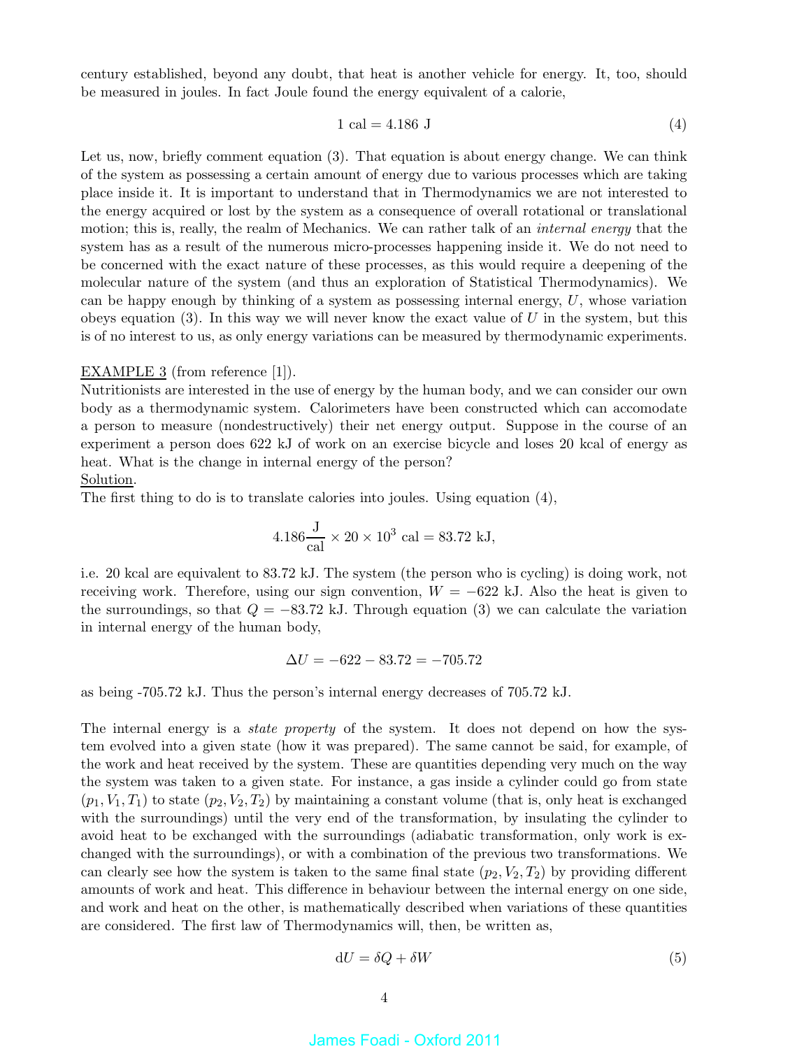century established, beyond any doubt, that heat is another vehicle for energy. It, too, should be measured in joules. In fact Joule found the energy equivalent of a calorie,

$$1 \text{ cal} = 4.186 \text{ J} \tag{4}$$

Let us, now, briefly comment equation (3). That equation is about energy change. We can think of the system as possessing a certain amount of energy due to various processes which are taking place inside it. It is important to understand that in Thermodynamics we are not interested to the energy acquired or lost by the system as a consequence of overall rotational or translational motion; this is, really, the realm of Mechanics. We can rather talk of an *internal energy* that the system has as a result of the numerous micro-processes happening inside it. We do not need to be concerned with the exact nature of these processes, as this would require a deepening of the molecular nature of the system (and thus an exploration of Statistical Thermodynamics). We can be happy enough by thinking of a system as possessing internal energy, $U$, whose variation obeys equation (3). In this way we will never know the exact value of $U$ in the system, but this is of no interest to us, as only energy variations can be measured by thermodynamic experiments.

<u>EXAMPLE 3</u> (from reference [1]).
Nutritionists are interested in the use of energy by the human body, and we can consider our own body as a thermodynamic system. Calorimeters have been constructed which can accomodate a person to measure (nondestructively) their net energy output. Suppose in the course of an experiment a person does 622 kJ of work on an exercise bicycle and loses 20 kcal of energy as heat. What is the change in internal energy of the person?
<u>Solution</u>.
The first thing to do is to translate calories into joules. Using equation (4),

$$4.186 \frac{\text{J}}{\text{cal}} \times 20 \times 10^3 \text{ cal} = 83.72 \text{ kJ},$$

i.e. 20 kcal are equivalent to 83.72 kJ. The system (the person who is cycling) is doing work, not receiving work. Therefore, using our sign convention, $W = -622$ kJ. Also the heat is given to the surroundings, so that $Q = -83.72$ kJ. Through equation (3) we can calculate the variation in internal energy of the human body,

$$\Delta U = -622 - 83.72 = -705.72$$

as being -705.72 kJ. Thus the person's internal energy decreases of 705.72 kJ.

The internal energy is a *state property* of the system. It does not depend on how the system evolved into a given state (how it was prepared). The same cannot be said, for example, of the work and heat received by the system. These are quantities depending very much on the way the system was taken to a given state. For instance, a gas inside a cylinder could go from state $(p_1, V_1, T_1)$ to state $(p_2, V_2, T_2)$ by maintaining a constant volume (that is, only heat is exchanged with the surroundings) until the very end of the transformation, by insulating the cylinder to avoid heat to be exchanged with the surroundings (adiabatic transformation, only work is exchanged with the surroundings), or with a combination of the previous two transformations. We can clearly see how the system is taken to the same final state $(p_2, V_2, T_2)$ by providing different amounts of work and heat. This difference in behaviour between the internal energy on one side, and work and heat on the other, is mathematically described when variations of these quantities are considered. The first law of Thermodynamics will, then, be written as,

$$\mathrm{d}U = \delta Q + \delta W \tag{5}$$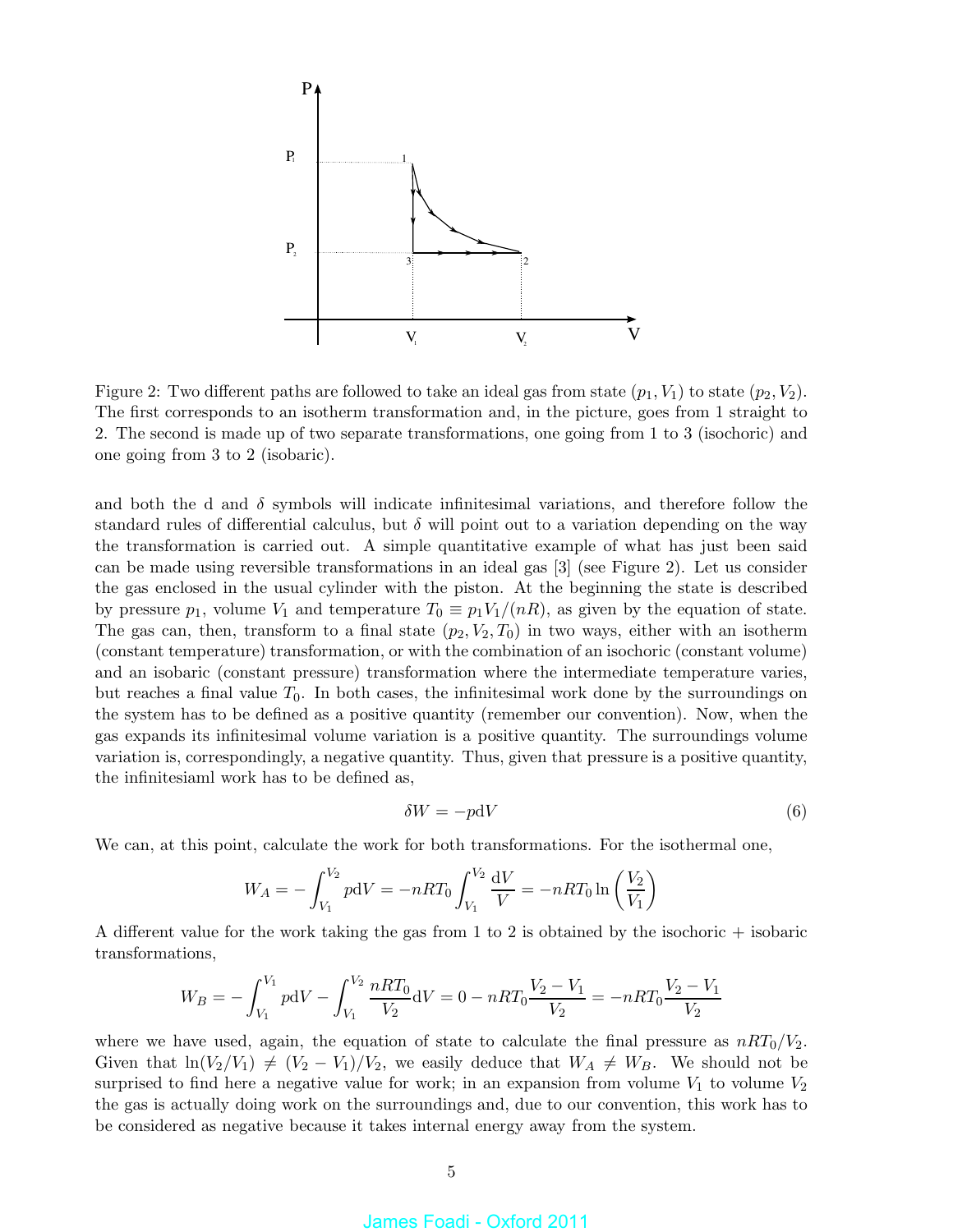Figure 2: Two different paths are followed to take an ideal gas from state $(p_1, V_1)$ to state $(p_2, V_2)$. The first corresponds to an isotherm transformation and, in the picture, goes from 1 straight to 2. The second is made up of two separate transformations, one going from 1 to 3 (isochoric) and one going from 3 to 2 (isobaric).

and both the d and $\delta$ symbols will indicate infinitesimal variations, and therefore follow the standard rules of differential calculus, but $\delta$ will point out to a variation depending on the way the transformation is carried out. A simple quantitative example of what has just been said can be made using reversible transformations in an ideal gas [3] (see Figure 2). Let us consider the gas enclosed in the usual cylinder with the piston. At the beginning the state is described by pressure $p_1$, volume $V_1$ and temperature $T_0 \equiv p_1 V_1/(nR)$, as given by the equation of state. The gas can, then, transform to a final state $(p_2, V_2, T_0)$ in two ways, either with an isotherm (constant temperature) transformation, or with the combination of an isochoric (constant volume) and an isobaric (constant pressure) transformation where the intermediate temperature varies, but reaches a final value $T_0$. In both cases, the infinitesimal work done by the surroundings on the system has to be defined as a positive quantity (remember our convention). Now, when the gas expands its infinitesimal volume variation is a positive quantity. The surroundings volume variation is, correspondingly, a negative quantity. Thus, given that pressure is a positive quantity, the infinitesiaml work has to be defined as,

$$\delta W = -p\mathrm{d}V \tag{6}$$

We can, at this point, calculate the work for both transformations. For the isothermal one,

$$W_A = -\int_{V_1}^{V_2} p\mathrm{d}V = -nRT_0 \int_{V_1}^{V_2} \frac{\mathrm{d}V}{V} = -nRT_0 \ln\left(\frac{V_2}{V_1}\right)$$

A different value for the work taking the gas from 1 to 2 is obtained by the isochoric + isobaric transformations,

$$W_B = -\int_{V_1}^{V_1} p\mathrm{d}V - \int_{V_1}^{V_2} \frac{nRT_0}{V_2}\mathrm{d}V = 0 - nRT_0\frac{V_2 - V_1}{V_2} = -nRT_0\frac{V_2 - V_1}{V_2}$$

where we have used, again, the equation of state to calculate the final pressure as $nRT_0/V_2$. Given that $\ln(V_2/V_1) \neq (V_2 - V_1)/V_2$, we easily deduce that $W_A \neq W_B$. We should not be surprised to find here a negative value for work; in an expansion from volume $V_1$ to volume $V_2$ the gas is actually doing work on the surroundings and, due to our convention, this work has to be considered as negative because it takes internal energy away from the system.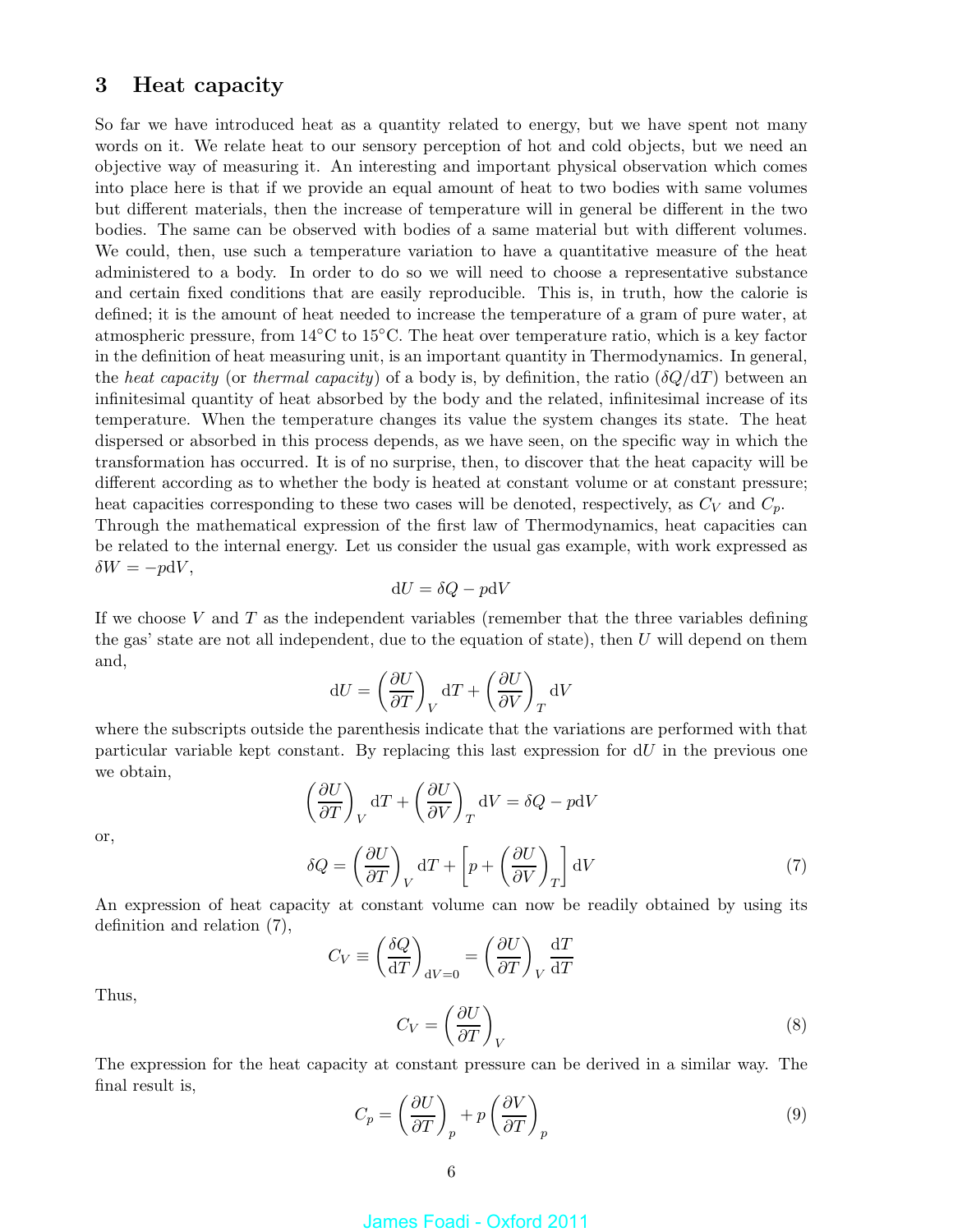## 3 Heat capacity

So far we have introduced heat as a quantity related to energy, but we have spent not many words on it. We relate heat to our sensory perception of hot and cold objects, but we need an objective way of measuring it. An interesting and important physical observation which comes into place here is that if we provide an equal amount of heat to two bodies with same volumes but different materials, then the increase of temperature will in general be different in the two bodies. The same can be observed with bodies of a same material but with different volumes. We could, then, use such a temperature variation to have a quantitative measure of the heat administered to a body. In order to do so we will need to choose a representative substance and certain fixed conditions that are easily reproducible. This is, in truth, how the calorie is defined; it is the amount of heat needed to increase the temperature of a gram of pure water, at atmospheric pressure, from 14°C to 15°C. The heat over temperature ratio, which is a key factor in the definition of heat measuring unit, is an important quantity in Thermodynamics. In general, the *heat capacity* (or *thermal capacity*) of a body is, by definition, the ratio $(\delta Q/\mathrm{d}T)$ between an infinitesimal quantity of heat absorbed by the body and the related, infinitesimal increase of its temperature. When the temperature changes its value the system changes its state. The heat dispersed or absorbed in this process depends, as we have seen, on the specific way in which the transformation has occurred. It is of no surprise, then, to discover that the heat capacity will be different according as to whether the body is heated at constant volume or at constant pressure; heat capacities corresponding to these two cases will be denoted, respectively, as $C_V$ and $C_p$.
Through the mathematical expression of the first law of Thermodynamics, heat capacities can be related to the internal energy. Let us consider the usual gas example, with work expressed as $\delta W = -p\mathrm{d}V$,

$$\mathrm{d}U = \delta Q - p\mathrm{d}V$$

If we choose $V$ and $T$ as the independent variables (remember that the three variables defining the gas' state are not all independent, due to the equation of state), then $U$ will depend on them and,

$$\mathrm{d}U = \left(\frac{\partial U}{\partial T}\right)_V \mathrm{d}T + \left(\frac{\partial U}{\partial V}\right)_T \mathrm{d}V$$

where the subscripts outside the parenthesis indicate that the variations are performed with that particular variable kept constant. By replacing this last expression for $\mathrm{d}U$ in the previous one we obtain,

$$\left(\frac{\partial U}{\partial T}\right)_V \mathrm{d}T + \left(\frac{\partial U}{\partial V}\right)_T \mathrm{d}V = \delta Q - p\mathrm{d}V$$

or,

$$\delta Q = \left(\frac{\partial U}{\partial T}\right)_V \mathrm{d}T + \left[p + \left(\frac{\partial U}{\partial V}\right)_T\right] \mathrm{d}V \tag{7}$$

An expression of heat capacity at constant volume can now be readily obtained by using its definition and relation (7),

$$C_V \equiv \left(\frac{\delta Q}{\mathrm{d}T}\right)_{\mathrm{d}V=0} = \left(\frac{\partial U}{\partial T}\right)_V \frac{\mathrm{d}T}{\mathrm{d}T}$$

Thus,

$$C_V = \left(\frac{\partial U}{\partial T}\right)_V \tag{8}$$

The expression for the heat capacity at constant pressure can be derived in a similar way. The final result is,

$$C_p = \left(\frac{\partial U}{\partial T}\right)_p + p\left(\frac{\partial V}{\partial T}\right)_p \tag{9}$$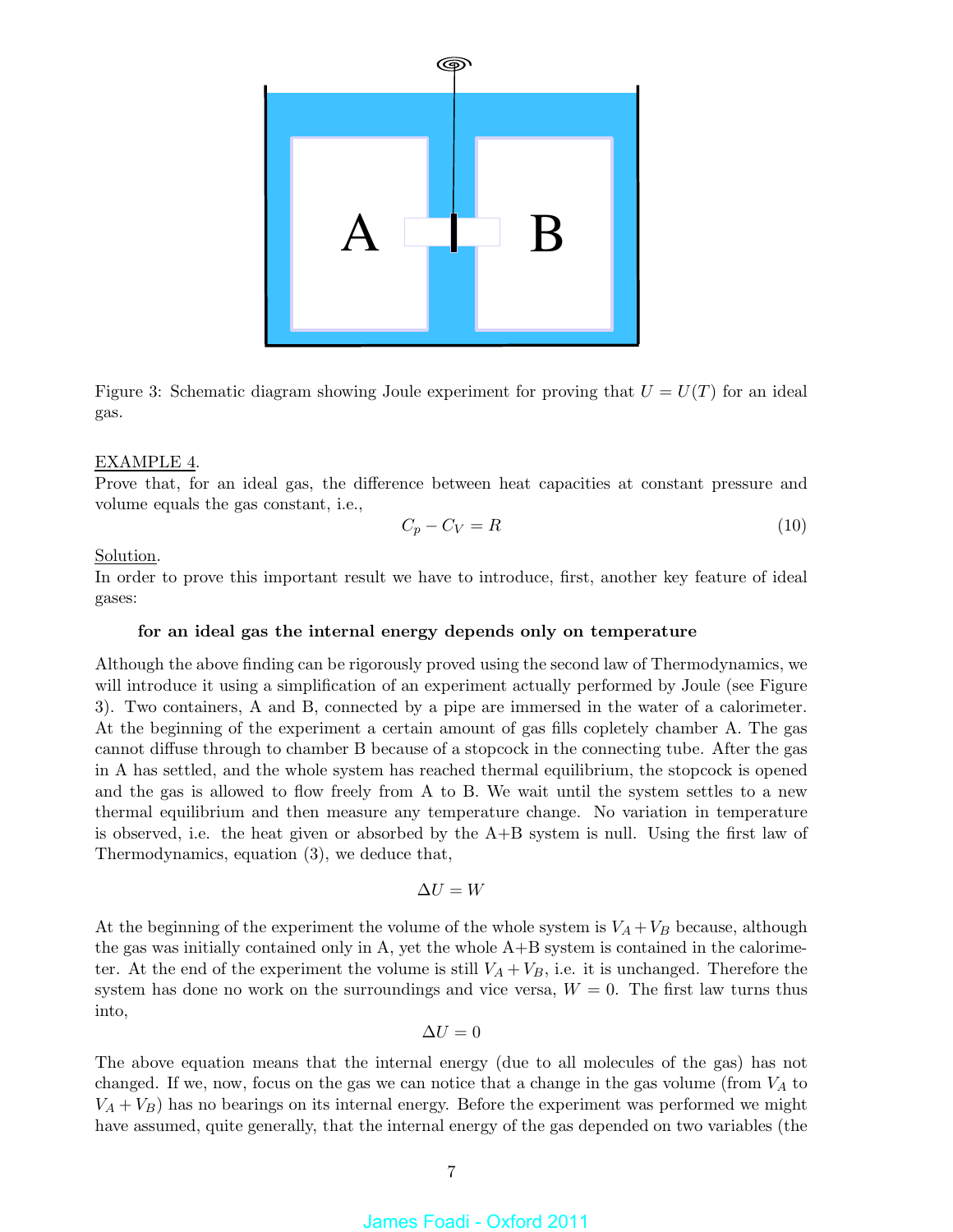Figure 3: Schematic diagram showing Joule experiment for proving that $U = U(T)$ for an ideal gas.

EXAMPLE 4.

Prove that, for an ideal gas, the difference between heat capacities at constant pressure and volume equals the gas constant, i.e.,

$$C_p - C_V = R \tag{10}$$

Solution.

In order to prove this important result we have to introduce, first, another key feature of ideal gases:

**for an ideal gas the internal energy depends only on temperature**

Although the above finding can be rigorously proved using the second law of Thermodynamics, we will introduce it using a simplification of an experiment actually performed by Joule (see Figure 3). Two containers, A and B, connected by a pipe are immersed in the water of a calorimeter. At the beginning of the experiment a certain amount of gas fills copletely chamber A. The gas cannot diffuse through to chamber B because of a stopcock in the connecting tube. After the gas in A has settled, and the whole system has reached thermal equilibrium, the stopcock is opened and the gas is allowed to flow freely from A to B. We wait until the system settles to a new thermal equilibrium and then measure any temperature change. No variation in temperature is observed, i.e. the heat given or absorbed by the A+B system is null. Using the first law of Thermodynamics, equation (3), we deduce that,

$$\Delta U = W$$

At the beginning of the experiment the volume of the whole system is $V_A + V_B$ because, although the gas was initially contained only in A, yet the whole A+B system is contained in the calorimeter. At the end of the experiment the volume is still $V_A + V_B$, i.e. it is unchanged. Therefore the system has done no work on the surroundings and vice versa, $W = 0$. The first law turns thus into,

$$\Delta U = 0$$

The above equation means that the internal energy (due to all molecules of the gas) has not changed. If we, now, focus on the gas we can notice that a change in the gas volume (from $V_A$ to $V_A + V_B$) has no bearings on its internal energy. Before the experiment was performed we might have assumed, quite generally, that the internal energy of the gas depended on two variables (the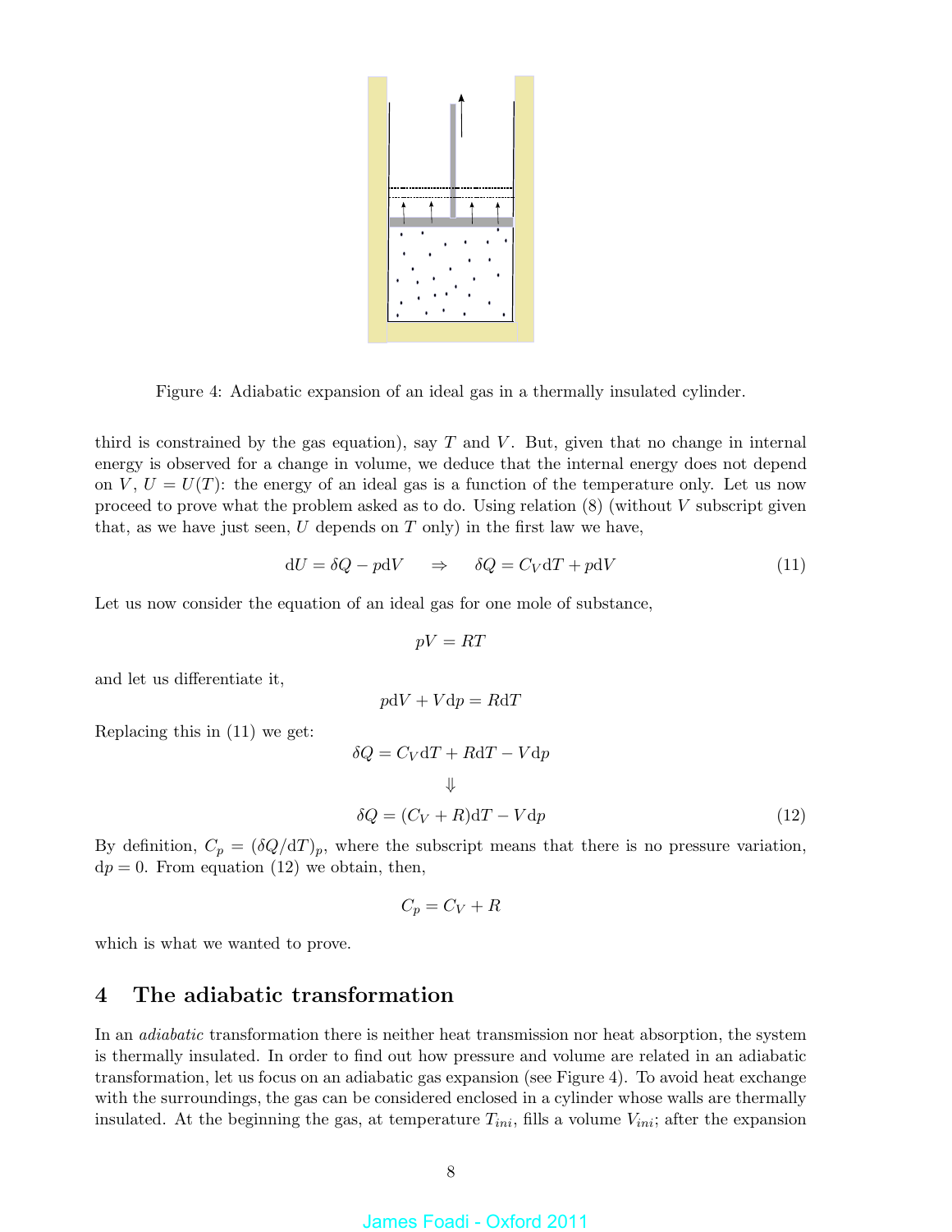Figure 4: Adiabatic expansion of an ideal gas in a thermally insulated cylinder.

third is constrained by the gas equation), say $T$ and $V$. But, given that no change in internal energy is observed for a change in volume, we deduce that the internal energy does not depend on $V$, $U = U(T)$: the energy of an ideal gas is a function of the temperature only. Let us now proceed to prove what the problem asked as to do. Using relation (8) (without $V$ subscript given that, as we have just seen, $U$ depends on $T$ only) in the first law we have,

$$\mathrm{d}U = \delta Q - p\mathrm{d}V \quad \Rightarrow \quad \delta Q = C_V \mathrm{d}T + p\mathrm{d}V \tag{11}$$

Let us now consider the equation of an ideal gas for one mole of substance,

$$pV = RT$$

and let us differentiate it,

$$p\mathrm{d}V + V\mathrm{d}p = R\mathrm{d}T$$

Replacing this in (11) we get:

$$\delta Q = C_V \mathrm{d}T + R\mathrm{d}T - V\mathrm{d}p$$

$$\Downarrow$$

$$\delta Q = (C_V + R)\mathrm{d}T - V\mathrm{d}p \tag{12}$$

By definition, $C_p = (\delta Q/\mathrm{d}T)_p$, where the subscript means that there is no pressure variation, $\mathrm{d}p = 0$. From equation (12) we obtain, then,

$$C_p = C_V + R$$

which is what we wanted to prove.

## 4 The adiabatic transformation

In an *adiabatic* transformation there is neither heat transmission nor heat absorption, the system is thermally insulated. In order to find out how pressure and volume are related in an adiabatic transformation, let us focus on an adiabatic gas expansion (see Figure 4). To avoid heat exchange with the surroundings, the gas can be considered enclosed in a cylinder whose walls are thermally insulated. At the beginning the gas, at temperature $T_{ini}$, fills a volume $V_{ini}$; after the expansion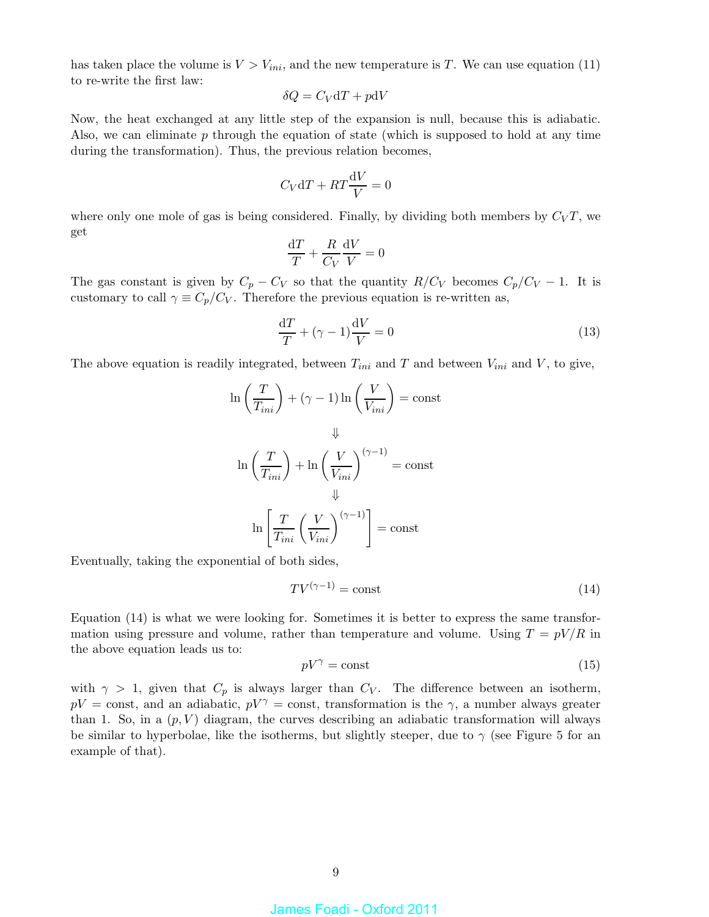has taken place the volume is $V > V_{ini}$, and the new temperature is $T$. We can use equation (11) to re-write the first law:

$$\delta Q = C_V \mathrm{d}T + p\mathrm{d}V$$

Now, the heat exchanged at any little step of the expansion is null, because this is adiabatic. Also, we can eliminate $p$ through the equation of state (which is supposed to hold at any time during the transformation). Thus, the previous relation becomes,

$$C_V \mathrm{d}T + RT\frac{\mathrm{d}V}{V} = 0$$

where only one mole of gas is being considered. Finally, by dividing both members by $C_V T$, we get

$$\frac{\mathrm{d}T}{T} + \frac{R}{C_V}\frac{\mathrm{d}V}{V} = 0$$

The gas constant is given by $C_p - C_V$ so that the quantity $R/C_V$ becomes $C_p/C_V - 1$. It is customary to call $\gamma \equiv C_p/C_V$. Therefore the previous equation is re-written as,

$$\frac{\mathrm{d}T}{T} + (\gamma - 1)\frac{\mathrm{d}V}{V} = 0 \tag{13}$$

The above equation is readily integrated, between $T_{ini}$ and $T$ and between $V_{ini}$ and $V$, to give,

$$\ln\left(\frac{T}{T_{ini}}\right) + (\gamma - 1)\ln\left(\frac{V}{V_{ini}}\right) = \mathrm{const}$$

$$\Downarrow$$

$$\ln\left(\frac{T}{T_{ini}}\right) + \ln\left(\frac{V}{V_{ini}}\right)^{(\gamma-1)} = \mathrm{const}$$

$$\Downarrow$$

$$\ln\left[\frac{T}{T_{ini}}\left(\frac{V}{V_{ini}}\right)^{(\gamma-1)}\right] = \mathrm{const}$$

Eventually, taking the exponential of both sides,

$$TV^{(\gamma-1)} = \mathrm{const} \tag{14}$$

Equation (14) is what we were looking for. Sometimes it is better to express the same transformation using pressure and volume, rather than temperature and volume. Using $T = pV/R$ in the above equation leads us to:

$$pV^{\gamma} = \mathrm{const} \tag{15}$$

with $\gamma > 1$, given that $C_p$ is always larger than $C_V$. The difference between an isotherm, $pV = \mathrm{const}$, and an adiabatic, $pV^{\gamma} = \mathrm{const}$, transformation is the $\gamma$, a number always greater than 1. So, in a $(p, V)$ diagram, the curves describing an adiabatic transformation will always be similar to hyperbolae, like the isotherms, but slightly steeper, due to $\gamma$ (see Figure 5 for an example of that).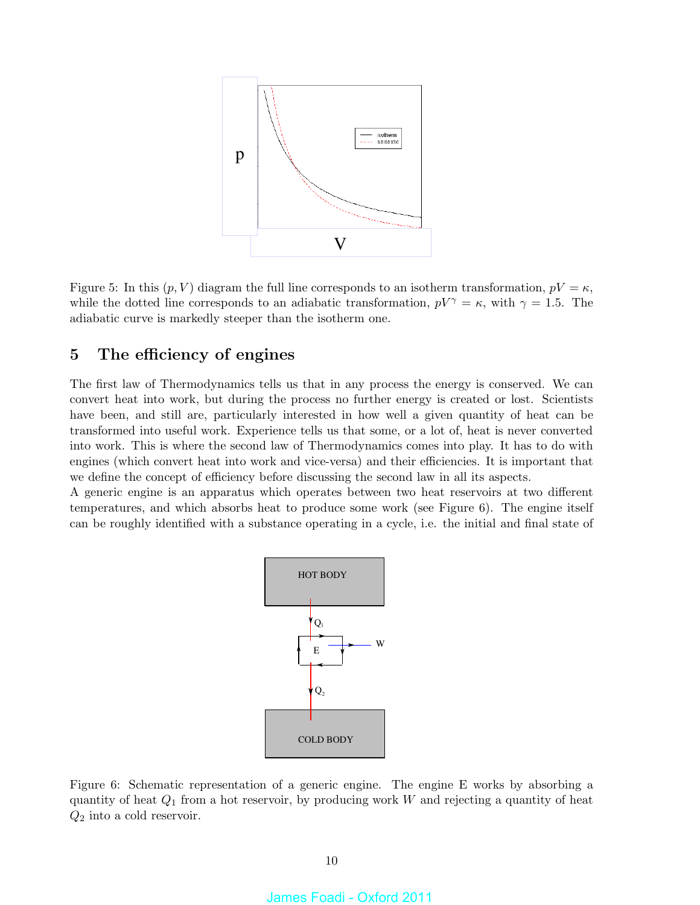Figure 5: In this $(p, V)$ diagram the full line corresponds to an isotherm transformation, $pV = \kappa$, while the dotted line corresponds to an adiabatic transformation, $pV^\gamma = \kappa$, with $\gamma = 1.5$. The adiabatic curve is markedly steeper than the isotherm one.

## 5 The efficiency of engines

The first law of Thermodynamics tells us that in any process the energy is conserved. We can convert heat into work, but during the process no further energy is created or lost. Scientists have been, and still are, particularly interested in how well a given quantity of heat can be transformed into useful work. Experience tells us that some, or a lot of, heat is never converted into work. This is where the second law of Thermodynamics comes into play. It has to do with engines (which convert heat into work and vice-versa) and their efficiencies. It is important that we define the concept of efficiency before discussing the second law in all its aspects.

A generic engine is an apparatus which operates between two heat reservoirs at two different temperatures, and which absorbs heat to produce some work (see Figure 6). The engine itself can be roughly identified with a substance operating in a cycle, i.e. the initial and final state of

Figure 6: Schematic representation of a generic engine. The engine E works by absorbing a quantity of heat $Q_1$ from a hot reservoir, by producing work $W$ and rejecting a quantity of heat $Q_2$ into a cold reservoir.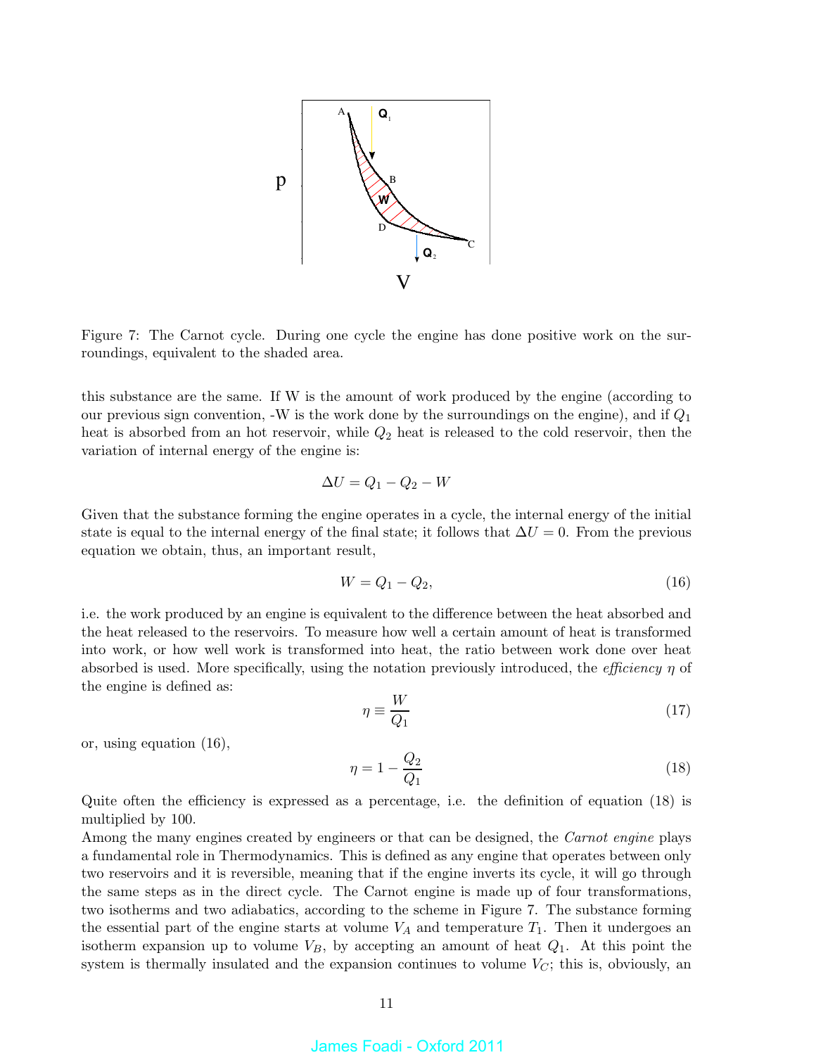Figure 7: The Carnot cycle. During one cycle the engine has done positive work on the surroundings, equivalent to the shaded area.

this substance are the same. If W is the amount of work produced by the engine (according to our previous sign convention, -W is the work done by the surroundings on the engine), and if $Q_1$ heat is absorbed from an hot reservoir, while $Q_2$ heat is released to the cold reservoir, then the variation of internal energy of the engine is:

$$\Delta U = Q_1 - Q_2 - W$$

Given that the substance forming the engine operates in a cycle, the internal energy of the initial state is equal to the internal energy of the final state; it follows that $\Delta U = 0$. From the previous equation we obtain, thus, an important result,

$$W = Q_1 - Q_2, \tag{16}$$

i.e. the work produced by an engine is equivalent to the difference between the heat absorbed and the heat released to the reservoirs. To measure how well a certain amount of heat is transformed into work, or how well work is transformed into heat, the ratio between work done over heat absorbed is used. More specifically, using the notation previously introduced, the *efficiency* $\eta$ of the engine is defined as:

$$\eta \equiv \frac{W}{Q_1} \tag{17}$$

or, using equation (16),

$$\eta = 1 - \frac{Q_2}{Q_1} \tag{18}$$

Quite often the efficiency is expressed as a percentage, i.e. the definition of equation (18) is multiplied by 100.

Among the many engines created by engineers or that can be designed, the *Carnot engine* plays a fundamental role in Thermodynamics. This is defined as any engine that operates between only two reservoirs and it is reversible, meaning that if the engine inverts its cycle, it will go through the same steps as in the direct cycle. The Carnot engine is made up of four transformations, two isotherms and two adiabatics, according to the scheme in Figure 7. The substance forming the essential part of the engine starts at volume $V_A$ and temperature $T_1$. Then it undergoes an isotherm expansion up to volume $V_B$, by accepting an amount of heat $Q_1$. At this point the system is thermally insulated and the expansion continues to volume $V_C$; this is, obviously, an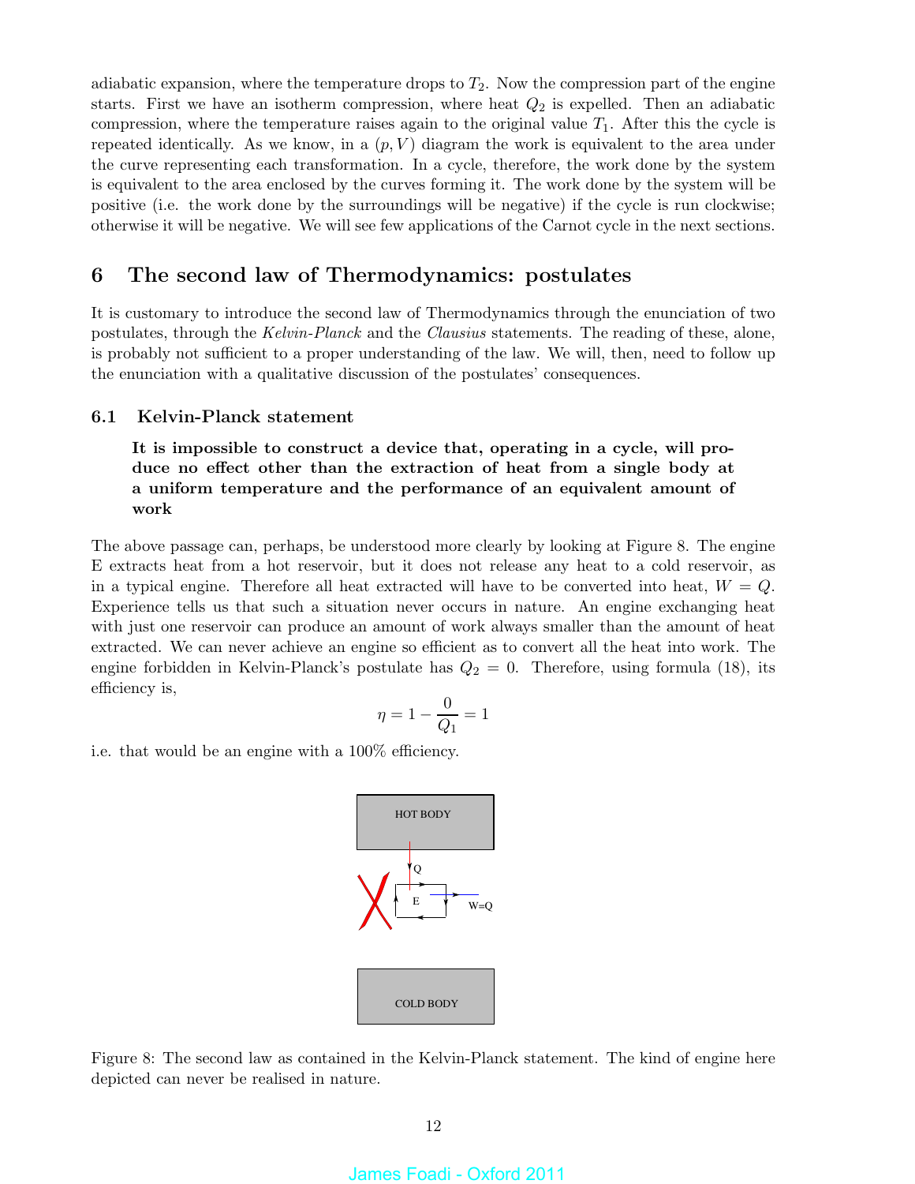adiabatic expansion, where the temperature drops to $T_2$. Now the compression part of the engine starts. First we have an isotherm compression, where heat $Q_2$ is expelled. Then an adiabatic compression, where the temperature raises again to the original value $T_1$. After this the cycle is repeated identically. As we know, in a $(p, V)$ diagram the work is equivalent to the area under the curve representing each transformation. In a cycle, therefore, the work done by the system is equivalent to the area enclosed by the curves forming it. The work done by the system will be positive (i.e. the work done by the surroundings will be negative) if the cycle is run clockwise; otherwise it will be negative. We will see few applications of the Carnot cycle in the next sections.

# 6 The second law of Thermodynamics: postulates

It is customary to introduce the second law of Thermodynamics through the enunciation of two postulates, through the *Kelvin-Planck* and the *Clausius* statements. The reading of these, alone, is probably not sufficient to a proper understanding of the law. We will, then, need to follow up the enunciation with a qualitative discussion of the postulates' consequences.

## 6.1 Kelvin-Planck statement

> **It is impossible to construct a device that, operating in a cycle, will produce no effect other than the extraction of heat from a single body at a uniform temperature and the performance of an equivalent amount of work**

The above passage can, perhaps, be understood more clearly by looking at Figure 8. The engine E extracts heat from a hot reservoir, but it does not release any heat to a cold reservoir, as in a typical engine. Therefore all heat extracted will have to be converted into heat, $W = Q$. Experience tells us that such a situation never occurs in nature. An engine exchanging heat with just one reservoir can produce an amount of work always smaller than the amount of heat extracted. We can never achieve an engine so efficient as to convert all the heat into work. The engine forbidden in Kelvin-Planck's postulate has $Q_2 = 0$. Therefore, using formula (18), its efficiency is,

$$\eta = 1 - \frac{0}{Q_1} = 1$$

i.e. that would be an engine with a 100% efficiency.

HOT BODY

Q

E

W=Q

COLD BODY

Figure 8: The second law as contained in the Kelvin-Planck statement. The kind of engine here depicted can never be realised in nature.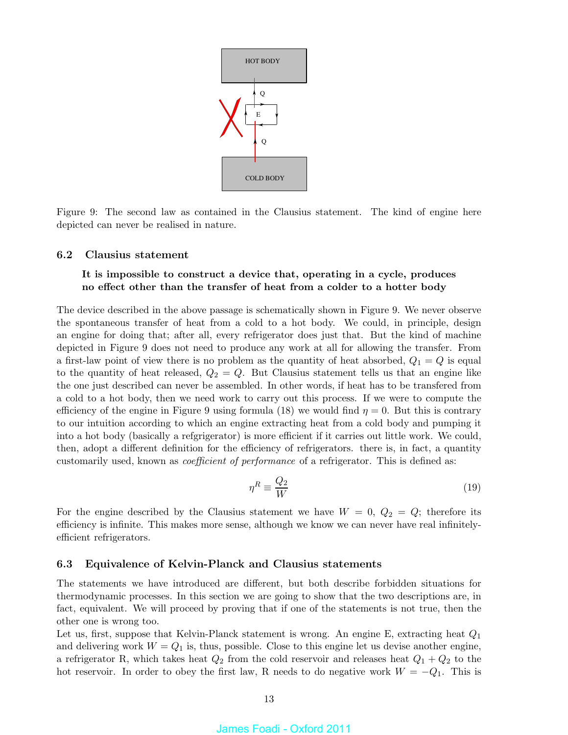Figure 9: The second law as contained in the Clausius statement. The kind of engine here depicted can never be realised in nature.

### 6.2 Clausius statement

> **It is impossible to construct a device that, operating in a cycle, produces no effect other than the transfer of heat from a colder to a hotter body**

The device described in the above passage is schematically shown in Figure 9. We never observe the spontaneous transfer of heat from a cold to a hot body. We could, in principle, design an engine for doing that; after all, every refrigerator does just that. But the kind of machine depicted in Figure 9 does not need to produce any work at all for allowing the transfer. From a first-law point of view there is no problem as the quantity of heat absorbed, $Q_1 = Q$ is equal to the quantity of heat released, $Q_2 = Q$. But Clausius statement tells us that an engine like the one just described can never be assembled. In other words, if heat has to be transfered from a cold to a hot body, then we need work to carry out this process. If we were to compute the efficiency of the engine in Figure 9 using formula (18) we would find $\eta = 0$. But this is contrary to our intuition according to which an engine extracting heat from a cold body and pumping it into a hot body (basically a refgrigerator) is more efficient if it carries out little work. We could, then, adopt a different definition for the efficiency of refrigerators. there is, in fact, a quantity customarily used, known as *coefficient of performance* of a refrigerator. This is defined as:

$$\eta^R \equiv \frac{Q_2}{W} \tag{19}$$

For the engine described by the Clausius statement we have $W = 0$, $Q_2 = Q$; therefore its efficiency is infinite. This makes more sense, although we know we can never have real infinitely-efficient refrigerators.

### 6.3 Equivalence of Kelvin-Planck and Clausius statements

The statements we have introduced are different, but both describe forbidden situations for thermodynamic processes. In this section we are going to show that the two descriptions are, in fact, equivalent. We will proceed by proving that if one of the statements is not true, then the other one is wrong too.

Let us, first, suppose that Kelvin-Planck statement is wrong. An engine E, extracting heat $Q_1$ and delivering work $W = Q_1$ is, thus, possible. Close to this engine let us devise another engine, a refrigerator R, which takes heat $Q_2$ from the cold reservoir and releases heat $Q_1 + Q_2$ to the hot reservoir. In order to obey the first law, R needs to do negative work $W = -Q_1$. This is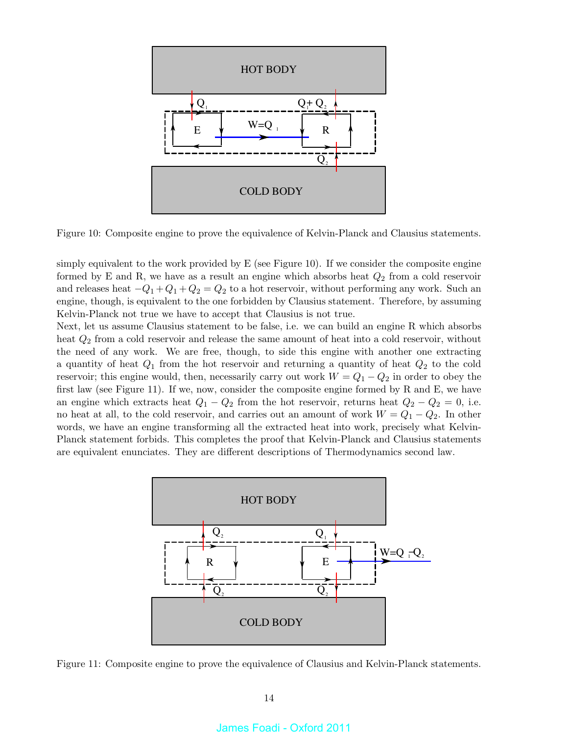Figure 10: Composite engine to prove the equivalence of Kelvin-Planck and Clausius statements.

simply equivalent to the work provided by E (see Figure 10). If we consider the composite engine formed by E and R, we have as a result an engine which absorbs heat $Q_2$ from a cold reservoir and releases heat $-Q_1 + Q_1 + Q_2 = Q_2$ to a hot reservoir, without performing any work. Such an engine, though, is equivalent to the one forbidden by Clausius statement. Therefore, by assuming Kelvin-Planck not true we have to accept that Clausius is not true.
Next, let us assume Clausius statement to be false, i.e. we can build an engine R which absorbs heat $Q_2$ from a cold reservoir and release the same amount of heat into a cold reservoir, without the need of any work. We are free, though, to side this engine with another one extracting a quantity of heat $Q_1$ from the hot reservoir and returning a quantity of heat $Q_2$ to the cold reservoir; this engine would, then, necessarily carry out work $W = Q_1 - Q_2$ in order to obey the first law (see Figure 11). If we, now, consider the composite engine formed by R and E, we have an engine which extracts heat $Q_1 - Q_2$ from the hot reservoir, returns heat $Q_2 - Q_2 = 0$, i.e. no heat at all, to the cold reservoir, and carries out an amount of work $W = Q_1 - Q_2$. In other words, we have an engine transforming all the extracted heat into work, precisely what Kelvin-Planck statement forbids. This completes the proof that Kelvin-Planck and Clausius statements are equivalent enunciates. They are different descriptions of Thermodynamics second law.

Figure 11: Composite engine to prove the equivalence of Clausius and Kelvin-Planck statements.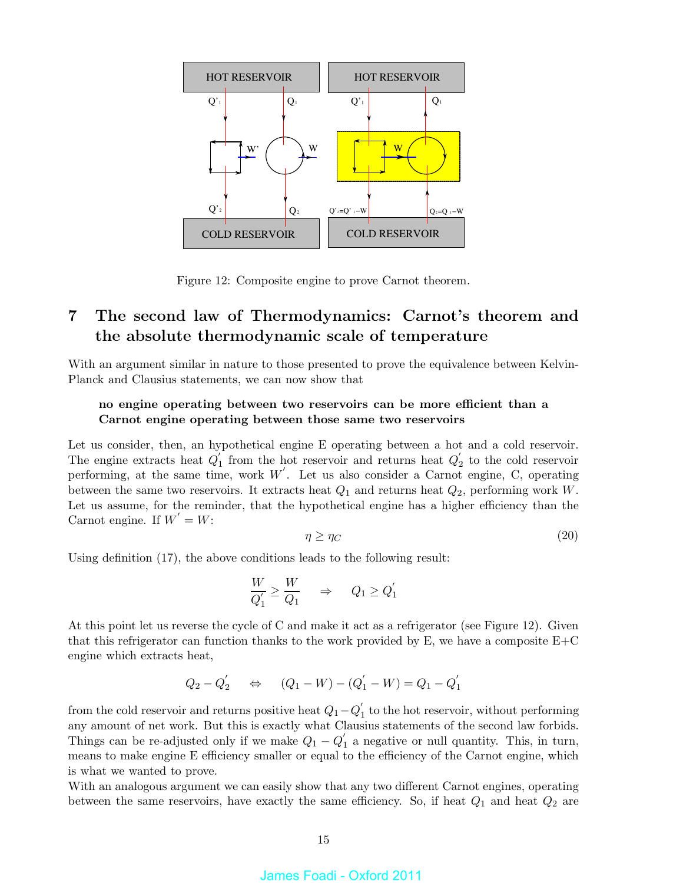Figure 12: Composite engine to prove Carnot theorem.

## 7 The second law of Thermodynamics: Carnot's theorem and the absolute thermodynamic scale of temperature

With an argument similar in nature to those presented to prove the equivalence between Kelvin-Planck and Clausius statements, we can now show that

> **no engine operating between two reservoirs can be more efficient than a Carnot engine operating between those same two reservoirs**

Let us consider, then, an hypothetical engine E operating between a hot and a cold reservoir. The engine extracts heat $Q_1^{'}$ from the hot reservoir and returns heat $Q_2^{'}$ to the cold reservoir performing, at the same time, work $W^{'}$. Let us also consider a Carnot engine, C, operating between the same two reservoirs. It extracts heat $Q_1$ and returns heat $Q_2$, performing work $W$. Let us assume, for the reminder, that the hypothetical engine has a higher efficiency than the Carnot engine. If $W^{'} = W$:

$$\eta \geq \eta_C \tag{20}$$

Using definition (17), the above conditions leads to the following result:

$$\frac{W}{Q_1^{'}} \geq \frac{W}{Q_1} \quad \Rightarrow \quad Q_1 \geq Q_1^{'}$$

At this point let us reverse the cycle of C and make it act as a refrigerator (see Figure 12). Given that this refrigerator can function thanks to the work provided by E, we have a composite E+C engine which extracts heat,

$$Q_2 - Q_2^{'} \quad \Leftrightarrow \quad (Q_1 - W) - (Q_1^{'} - W) = Q_1 - Q_1^{'}$$

from the cold reservoir and returns positive heat $Q_1 - Q_1^{'}$ to the hot reservoir, without performing any amount of net work. But this is exactly what Clausius statements of the second law forbids. Things can be re-adjusted only if we make $Q_1 - Q_1^{'}$ a negative or null quantity. This, in turn, means to make engine E efficiency smaller or equal to the efficiency of the Carnot engine, which is what we wanted to prove.

With an analogous argument we can easily show that any two different Carnot engines, operating between the same reservoirs, have exactly the same efficiency. So, if heat $Q_1$ and heat $Q_2$ are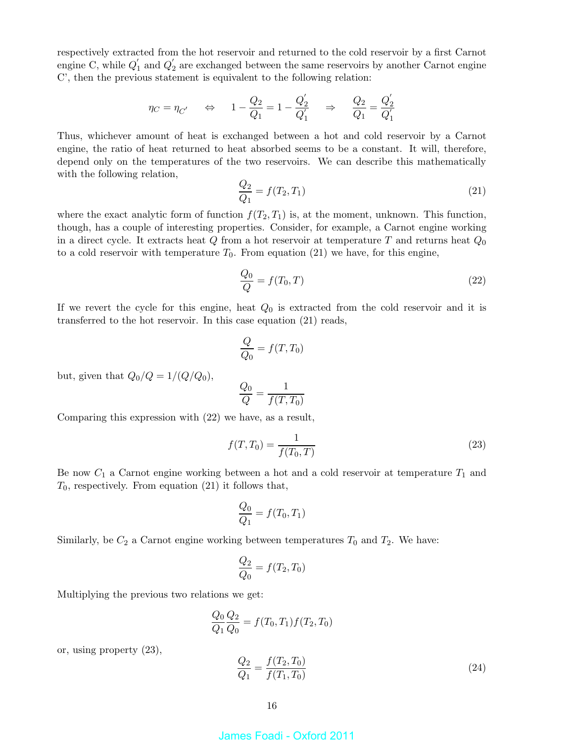respectively extracted from the hot reservoir and returned to the cold reservoir by a first Carnot engine C, while $Q_1^{'}$ and $Q_2^{'}$ are exchanged between the same reservoirs by another Carnot engine C', then the previous statement is equivalent to the following relation:

$$\eta_C = \eta_{C'} \quad \Leftrightarrow \quad 1 - \frac{Q_2}{Q_1} = 1 - \frac{Q_2^{'}}{Q_1^{'}} \quad \Rightarrow \quad \frac{Q_2}{Q_1} = \frac{Q_2^{'}}{Q_1^{'}}$$

Thus, whichever amount of heat is exchanged between a hot and cold reservoir by a Carnot engine, the ratio of heat returned to heat absorbed seems to be a constant. It will, therefore, depend only on the temperatures of the two reservoirs. We can describe this mathematically with the following relation,

$$\frac{Q_2}{Q_1} = f(T_2, T_1) \tag{21}$$

where the exact analytic form of function $f(T_2, T_1)$ is, at the moment, unknown. This function, though, has a couple of interesting properties. Consider, for example, a Carnot engine working in a direct cycle. It extracts heat $Q$ from a hot reservoir at temperature $T$ and returns heat $Q_0$ to a cold reservoir with temperature $T_0$. From equation (21) we have, for this engine,

$$\frac{Q_0}{Q} = f(T_0, T) \tag{22}$$

If we revert the cycle for this engine, heat $Q_0$ is extracted from the cold reservoir and it is transferred to the hot reservoir. In this case equation (21) reads,

$$\frac{Q}{Q_0} = f(T, T_0)$$

but, given that $Q_0/Q = 1/(Q/Q_0)$,

$$\frac{Q_0}{Q} = \frac{1}{f(T, T_0)}$$

Comparing this expression with (22) we have, as a result,

$$f(T, T_0) = \frac{1}{f(T_0, T)} \tag{23}$$

Be now $C_1$ a Carnot engine working between a hot and a cold reservoir at temperature $T_1$ and $T_0$, respectively. From equation (21) it follows that,

$$\frac{Q_0}{Q_1} = f(T_0, T_1)$$

Similarly, be $C_2$ a Carnot engine working between temperatures $T_0$ and $T_2$. We have:

$$\frac{Q_2}{Q_0} = f(T_2, T_0)$$

Multiplying the previous two relations we get:

$$\frac{Q_0}{Q_1}\frac{Q_2}{Q_0} = f(T_0, T_1) f(T_2, T_0)$$

or, using property (23),

$$\frac{Q_2}{Q_1} = \frac{f(T_2, T_0)}{f(T_1, T_0)} \tag{24}$$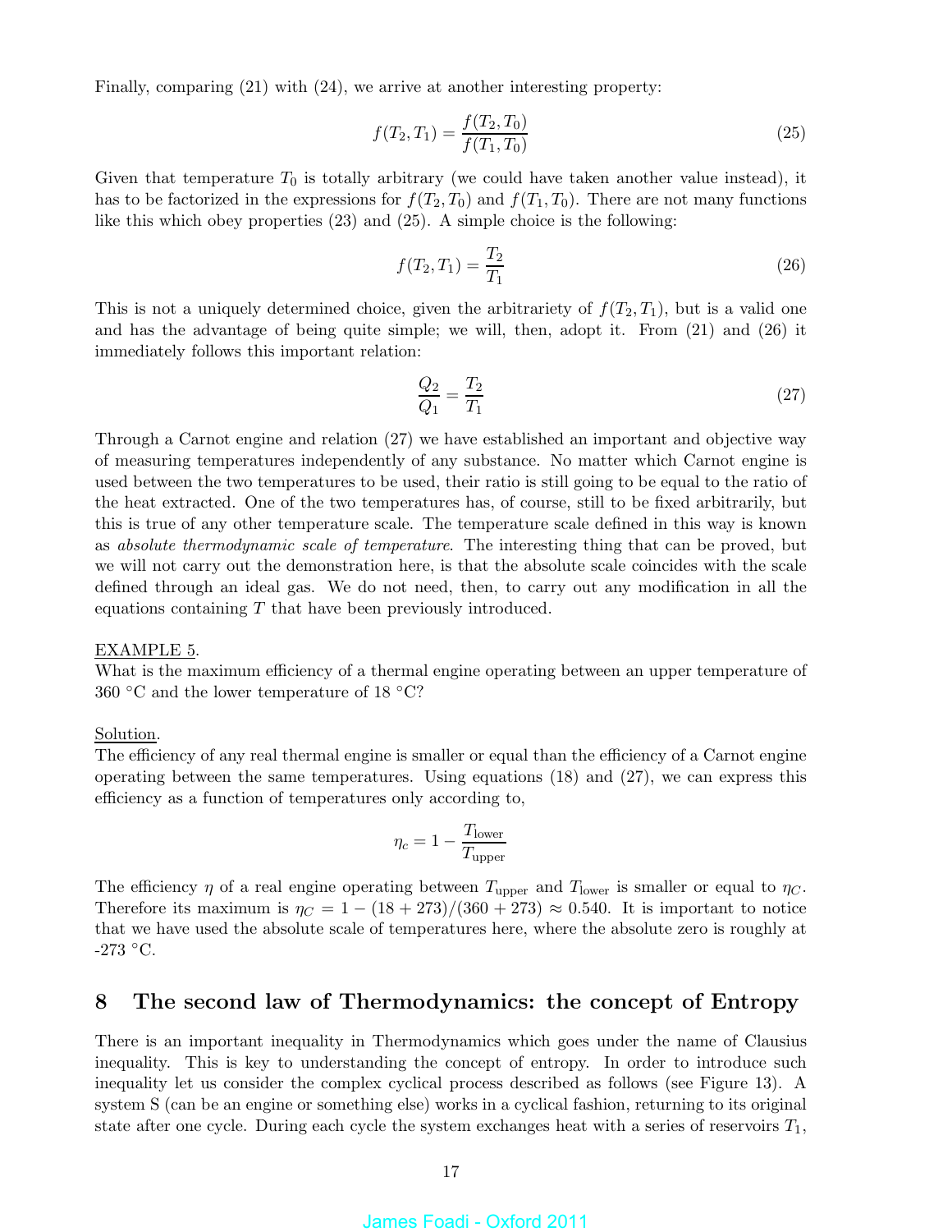Finally, comparing (21) with (24), we arrive at another interesting property:

$$f(T_2, T_1) = \frac{f(T_2, T_0)}{f(T_1, T_0)} \tag{25}$$

Given that temperature $T_0$ is totally arbitrary (we could have taken another value instead), it has to be factorized in the expressions for $f(T_2, T_0)$ and $f(T_1, T_0)$. There are not many functions like this which obey properties (23) and (25). A simple choice is the following:

$$f(T_2, T_1) = \frac{T_2}{T_1} \tag{26}$$

This is not a uniquely determined choice, given the arbitrariety of $f(T_2, T_1)$, but is a valid one and has the advantage of being quite simple; we will, then, adopt it. From (21) and (26) it immediately follows this important relation:

$$\frac{Q_2}{Q_1} = \frac{T_2}{T_1} \tag{27}$$

Through a Carnot engine and relation (27) we have established an important and objective way of measuring temperatures independently of any substance. No matter which Carnot engine is used between the two temperatures to be used, their ratio is still going to be equal to the ratio of the heat extracted. One of the two temperatures has, of course, still to be fixed arbitrarily, but this is true of any other temperature scale. The temperature scale defined in this way is known as *absolute thermodynamic scale of temperature*. The interesting thing that can be proved, but we will not carry out the demonstration here, is that the absolute scale coincides with the scale defined through an ideal gas. We do not need, then, to carry out any modification in all the equations containing $T$ that have been previously introduced.

EXAMPLE 5.
What is the maximum efficiency of a thermal engine operating between an upper temperature of 360 °C and the lower temperature of 18 °C?

Solution.
The efficiency of any real thermal engine is smaller or equal than the efficiency of a Carnot engine operating between the same temperatures. Using equations (18) and (27), we can express this efficiency as a function of temperatures only according to,

$$\eta_c = 1 - \frac{T_{\text{lower}}}{T_{\text{upper}}}$$

The efficiency $\eta$ of a real engine operating between $T_{\text{upper}}$ and $T_{\text{lower}}$ is smaller or equal to $\eta_C$. Therefore its maximum is $\eta_C = 1 - (18 + 273)/(360 + 273) \approx 0.540$. It is important to notice that we have used the absolute scale of temperatures here, where the absolute zero is roughly at -273 °C.

## 8 The second law of Thermodynamics: the concept of Entropy

There is an important inequality in Thermodynamics which goes under the name of Clausius inequality. This is key to understanding the concept of entropy. In order to introduce such inequality let us consider the complex cyclical process described as follows (see Figure 13). A system S (can be an engine or something else) works in a cyclical fashion, returning to its original state after one cycle. During each cycle the system exchanges heat with a series of reservoirs $T_1$,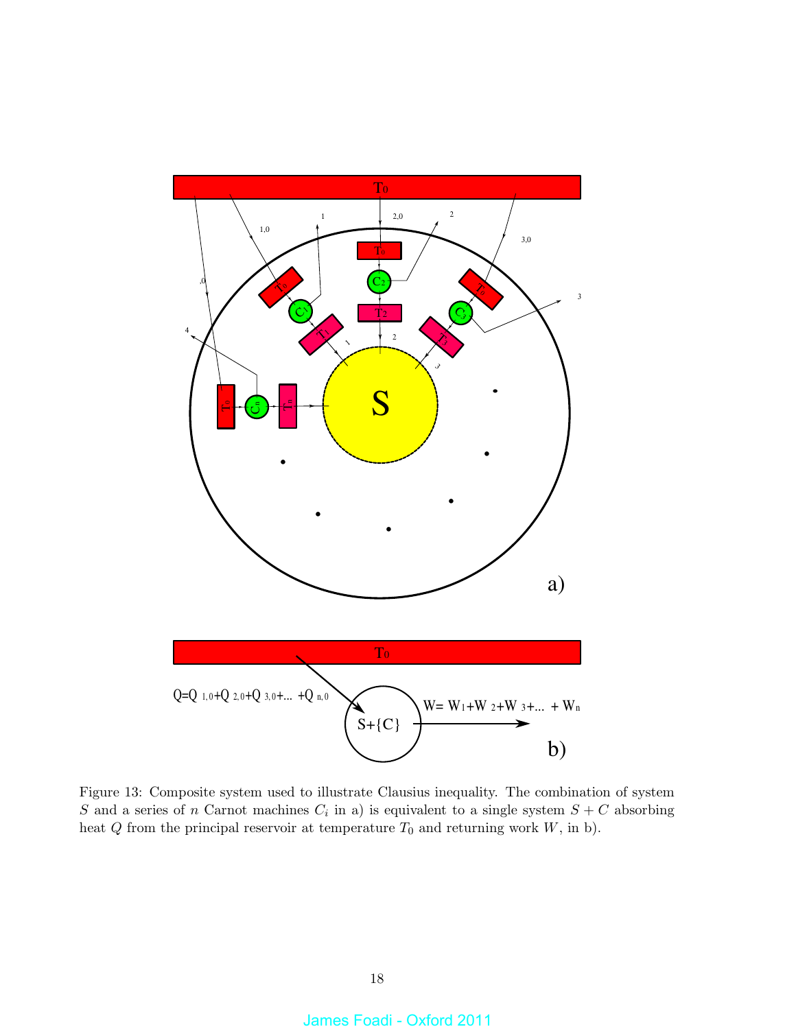Figure 13: Composite system used to illustrate Clausius inequality. The combination of system $S$ and a series of $n$ Carnot machines $C_i$ in a) is equivalent to a single system $S + C$ absorbing heat $Q$ from the principal reservoir at temperature $T_0$ and returning work $W$, in b).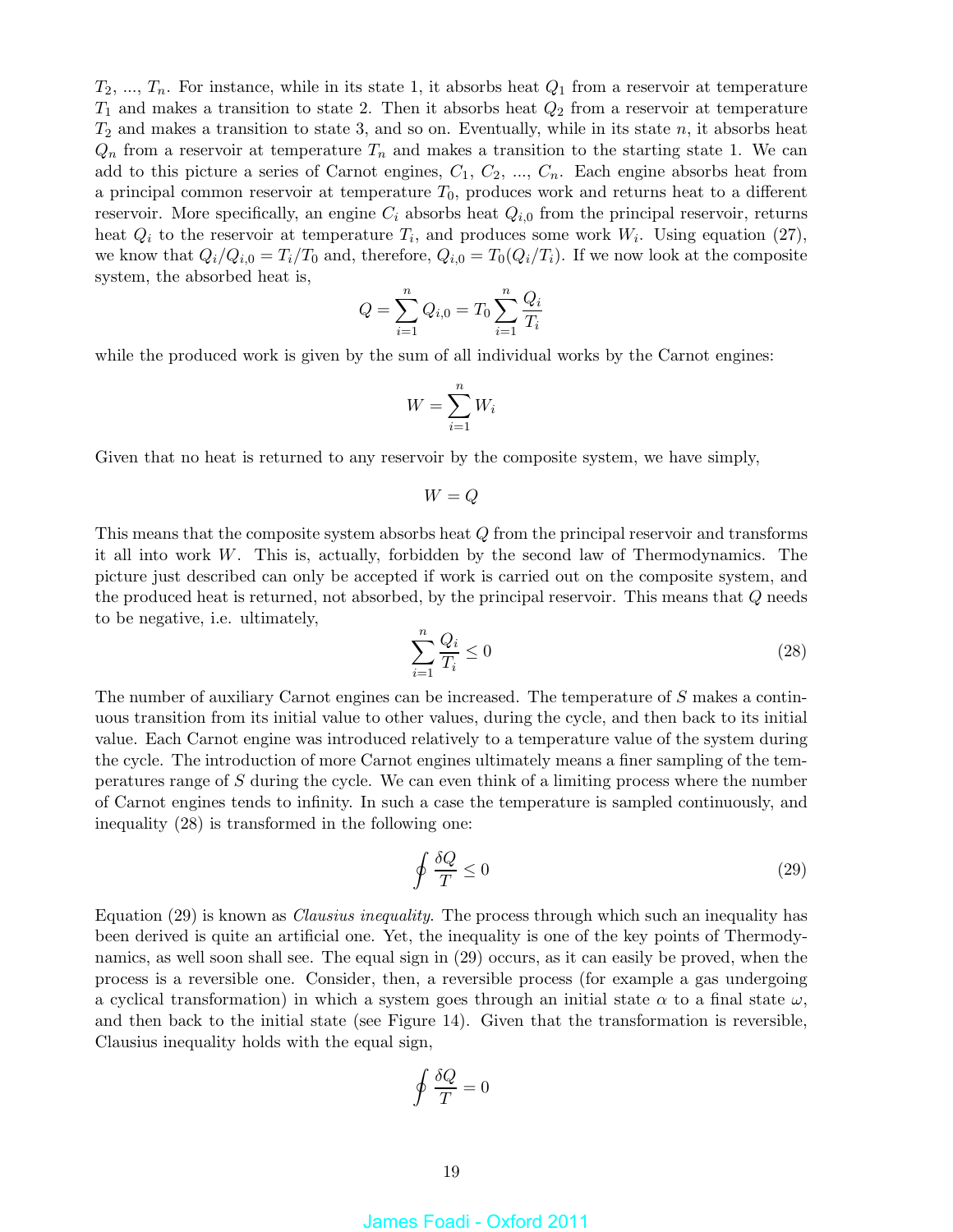$T_2$, ..., $T_n$. For instance, while in its state 1, it absorbs heat $Q_1$ from a reservoir at temperature $T_1$ and makes a transition to state 2. Then it absorbs heat $Q_2$ from a reservoir at temperature $T_2$ and makes a transition to state 3, and so on. Eventually, while in its state $n$, it absorbs heat $Q_n$ from a reservoir at temperature $T_n$ and makes a transition to the starting state 1. We can add to this picture a series of Carnot engines, $C_1$, $C_2$, ..., $C_n$. Each engine absorbs heat from a principal common reservoir at temperature $T_0$, produces work and returns heat to a different reservoir. More specifically, an engine $C_i$ absorbs heat $Q_{i,0}$ from the principal reservoir, returns heat $Q_i$ to the reservoir at temperature $T_i$, and produces some work $W_i$. Using equation (27), we know that $Q_i/Q_{i,0} = T_i/T_0$ and, therefore, $Q_{i,0} = T_0(Q_i/T_i)$. If we now look at the composite system, the absorbed heat is,

$$Q = \sum_{i=1}^{n} Q_{i,0} = T_0 \sum_{i=1}^{n} \frac{Q_i}{T_i}$$

while the produced work is given by the sum of all individual works by the Carnot engines:

$$W = \sum_{i=1}^{n} W_i$$

Given that no heat is returned to any reservoir by the composite system, we have simply,

$$W = Q$$

This means that the composite system absorbs heat $Q$ from the principal reservoir and transforms it all into work $W$. This is, actually, forbidden by the second law of Thermodynamics. The picture just described can only be accepted if work is carried out on the composite system, and the produced heat is returned, not absorbed, by the principal reservoir. This means that $Q$ needs to be negative, i.e. ultimately,

$$\sum_{i=1}^{n} \frac{Q_i}{T_i} \leq 0 \tag{28}$$

The number of auxiliary Carnot engines can be increased. The temperature of $S$ makes a continuous transition from its initial value to other values, during the cycle, and then back to its initial value. Each Carnot engine was introduced relatively to a temperature value of the system during the cycle. The introduction of more Carnot engines ultimately means a finer sampling of the temperatures range of $S$ during the cycle. We can even think of a limiting process where the number of Carnot engines tends to infinity. In such a case the temperature is sampled continuously, and inequality (28) is transformed in the following one:

$$\oint \frac{\delta Q}{T} \leq 0 \tag{29}$$

Equation (29) is known as *Clausius inequality*. The process through which such an inequality has been derived is quite an artificial one. Yet, the inequality is one of the key points of Thermodynamics, as well soon shall see. The equal sign in (29) occurs, as it can easily be proved, when the process is a reversible one. Consider, then, a reversible process (for example a gas undergoing a cyclical transformation) in which a system goes through an initial state $\alpha$ to a final state $\omega$, and then back to the initial state (see Figure 14). Given that the transformation is reversible, Clausius inequality holds with the equal sign,

$$\oint \frac{\delta Q}{T} = 0$$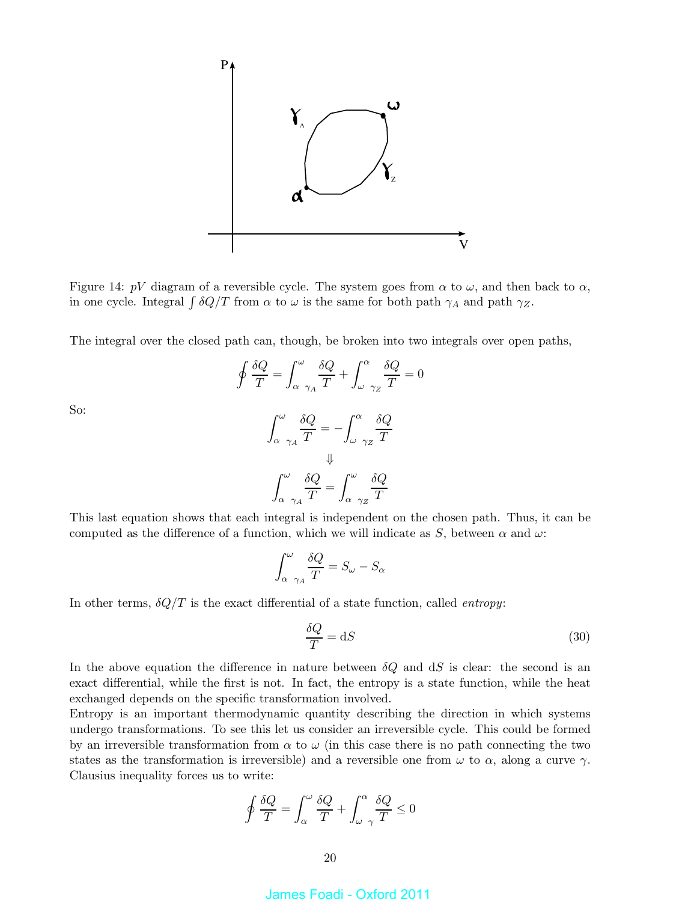Figure 14: $pV$ diagram of a reversible cycle. The system goes from $\alpha$ to $\omega$, and then back to $\alpha$, in one cycle. Integral $\int \delta Q/T$ from $\alpha$ to $\omega$ is the same for both path $\gamma_A$ and path $\gamma_Z$.

The integral over the closed path can, though, be broken into two integrals over open paths,

$$\oint \frac{\delta Q}{T} = \int_{\alpha \ \gamma_A}^{\omega} \frac{\delta Q}{T} + \int_{\omega \ \gamma_Z}^{\alpha} \frac{\delta Q}{T} = 0$$

So:

$$\int_{\alpha \ \gamma_A}^{\omega} \frac{\delta Q}{T} = -\int_{\omega \ \gamma_Z}^{\alpha} \frac{\delta Q}{T}$$

$$\Downarrow$$

$$\int_{\alpha \ \gamma_A}^{\omega} \frac{\delta Q}{T} = \int_{\alpha \ \gamma_Z}^{\omega} \frac{\delta Q}{T}$$

This last equation shows that each integral is independent on the chosen path. Thus, it can be computed as the difference of a function, which we will indicate as $S$, between $\alpha$ and $\omega$:

$$\int_{\alpha \ \gamma_A}^{\omega} \frac{\delta Q}{T} = S_\omega - S_\alpha$$

In other terms, $\delta Q/T$ is the exact differential of a state function, called *entropy*:

$$\frac{\delta Q}{T} = \mathrm{d}S \tag{30}$$

In the above equation the difference in nature between $\delta Q$ and $\mathrm{d}S$ is clear: the second is an exact differential, while the first is not. In fact, the entropy is a state function, while the heat exchanged depends on the specific transformation involved.

Entropy is an important thermodynamic quantity describing the direction in which systems undergo transformations. To see this let us consider an irreversible cycle. This could be formed by an irreversible transformation from $\alpha$ to $\omega$ (in this case there is no path connecting the two states as the transformation is irreversible) and a reversible one from $\omega$ to $\alpha$, along a curve $\gamma$. Clausius inequality forces us to write:

$$\oint \frac{\delta Q}{T} = \int_{\alpha}^{\omega} \frac{\delta Q}{T} + \int_{\omega \ \gamma}^{\alpha} \frac{\delta Q}{T} \leq 0$$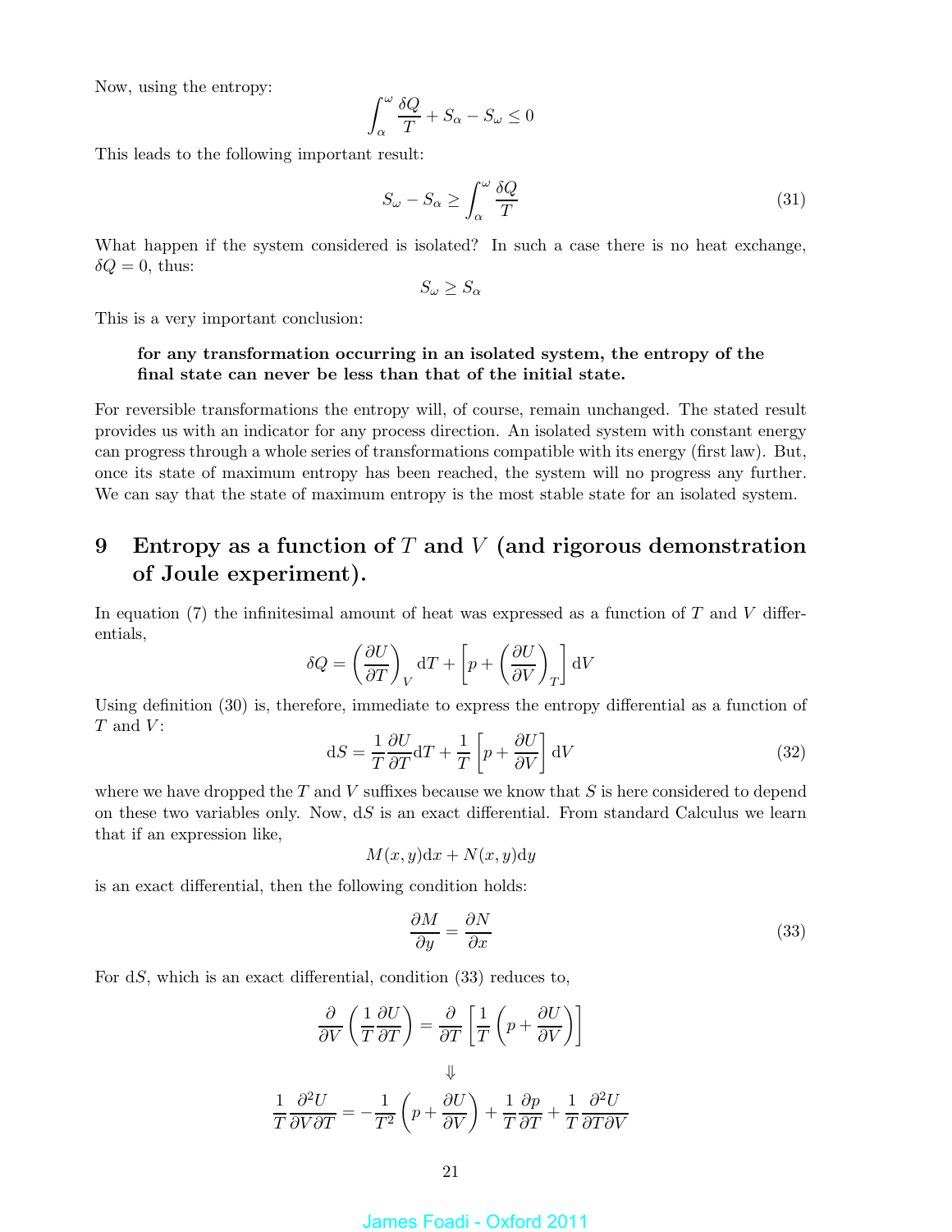Now, using the entropy:

$$\int_\alpha^\omega \frac{\delta Q}{T} + S_\alpha - S_\omega \leq 0$$

This leads to the following important result:

$$S_\omega - S_\alpha \geq \int_\alpha^\omega \frac{\delta Q}{T} \tag{31}$$

What happen if the system considered is isolated? In such a case there is no heat exchange, $\delta Q = 0$, thus:

$$S_\omega \geq S_\alpha$$

This is a very important conclusion:

> **for any transformation occurring in an isolated system, the entropy of the final state can never be less than that of the initial state.**

For reversible transformations the entropy will, of course, remain unchanged. The stated result provides us with an indicator for any process direction. An isolated system with constant energy can progress through a whole series of transformations compatible with its energy (first law). But, once its state of maximum entropy has been reached, the system will no progress any further. We can say that the state of maximum entropy is the most stable state for an isolated system.

# 9 Entropy as a function of $T$ and $V$ (and rigorous demonstration of Joule experiment).

In equation (7) the infinitesimal amount of heat was expressed as a function of $T$ and $V$ differentials,

$$\delta Q = \left(\frac{\partial U}{\partial T}\right)_V \mathrm{d}T + \left[p + \left(\frac{\partial U}{\partial V}\right)_T\right] \mathrm{d}V$$

Using definition (30) is, therefore, immediate to express the entropy differential as a function of $T$ and $V$:

$$\mathrm{d}S = \frac{1}{T}\frac{\partial U}{\partial T}\mathrm{d}T + \frac{1}{T}\left[p + \frac{\partial U}{\partial V}\right]\mathrm{d}V \tag{32}$$

where we have dropped the $T$ and $V$ suffixes because we know that $S$ is here considered to depend on these two variables only. Now, $\mathrm{d}S$ is an exact differential. From standard Calculus we learn that if an expression like,

$$M(x,y)\mathrm{d}x + N(x,y)\mathrm{d}y$$

is an exact differential, then the following condition holds:

$$\frac{\partial M}{\partial y} = \frac{\partial N}{\partial x} \tag{33}$$

For $\mathrm{d}S$, which is an exact differential, condition (33) reduces to,

$$\frac{\partial}{\partial V}\left(\frac{1}{T}\frac{\partial U}{\partial T}\right) = \frac{\partial}{\partial T}\left[\frac{1}{T}\left(p + \frac{\partial U}{\partial V}\right)\right]$$

$$\Downarrow$$

$$\frac{1}{T}\frac{\partial^2 U}{\partial V \partial T} = -\frac{1}{T^2}\left(p + \frac{\partial U}{\partial V}\right) + \frac{1}{T}\frac{\partial p}{\partial T} + \frac{1}{T}\frac{\partial^2 U}{\partial T \partial V}$$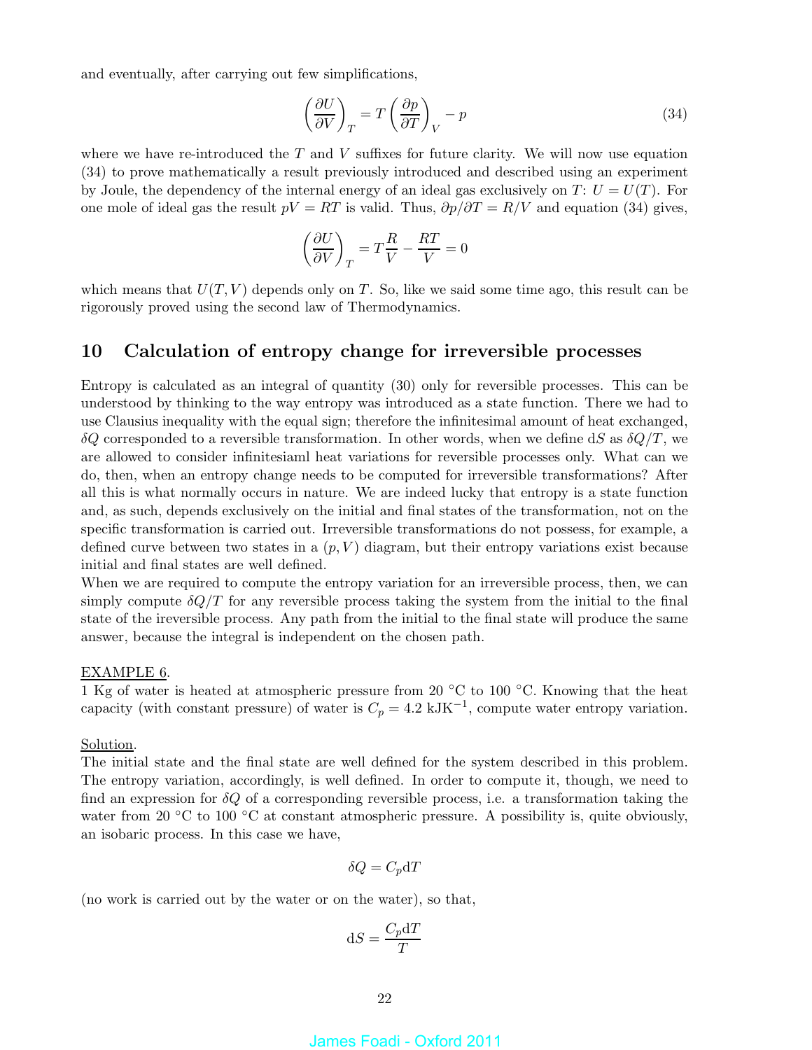and eventually, after carrying out few simplifications,

$$\left(\frac{\partial U}{\partial V}\right)_T = T\left(\frac{\partial p}{\partial T}\right)_V - p \tag{34}$$

where we have re-introduced the $T$ and $V$ suffixes for future clarity. We will now use equation (34) to prove mathematically a result previously introduced and described using an experiment by Joule, the dependency of the internal energy of an ideal gas exclusively on $T$: $U = U(T)$. For one mole of ideal gas the result $pV = RT$ is valid. Thus, $\partial p/\partial T = R/V$ and equation (34) gives,

$$\left(\frac{\partial U}{\partial V}\right)_T = T\frac{R}{V} - \frac{RT}{V} = 0$$

which means that $U(T,V)$ depends only on $T$. So, like we said some time ago, this result can be rigorously proved using the second law of Thermodynamics.

## 10 Calculation of entropy change for irreversible processes

Entropy is calculated as an integral of quantity (30) only for reversible processes. This can be understood by thinking to the way entropy was introduced as a state function. There we had to use Clausius inequality with the equal sign; therefore the infinitesimal amount of heat exchanged, $\delta Q$ corresponded to a reversible transformation. In other words, when we define $\mathrm{d}S$ as $\delta Q/T$, we are allowed to consider infinitesiaml heat variations for reversible processes only. What can we do, then, when an entropy change needs to be computed for irreversible transformations? After all this is what normally occurs in nature. We are indeed lucky that entropy is a state function and, as such, depends exclusively on the initial and final states of the transformation, not on the specific transformation is carried out. Irreversible transformations do not possess, for example, a defined curve between two states in a $(p, V)$ diagram, but their entropy variations exist because initial and final states are well defined.
When we are required to compute the entropy variation for an irreversible process, then, we can simply compute $\delta Q/T$ for any reversible process taking the system from the initial to the final state of the ireversible process. Any path from the initial to the final state will produce the same answer, because the integral is independent on the chosen path.

<u>EXAMPLE 6</u>.
1 Kg of water is heated at atmospheric pressure from 20 °C to 100 °C. Knowing that the heat capacity (with constant pressure) of water is $C_p = 4.2\ \mathrm{kJK^{-1}}$, compute water entropy variation.

<u>Solution</u>.
The initial state and the final state are well defined for the system described in this problem. The entropy variation, accordingly, is well defined. In order to compute it, though, we need to find an expression for $\delta Q$ of a corresponding reversible process, i.e. a transformation taking the water from 20 °C to 100 °C at constant atmospheric pressure. A possibility is, quite obviously, an isobaric process. In this case we have,

$$\delta Q = C_p \mathrm{d}T$$

(no work is carried out by the water or on the water), so that,

$$\mathrm{d}S = \frac{C_p \mathrm{d}T}{T}$$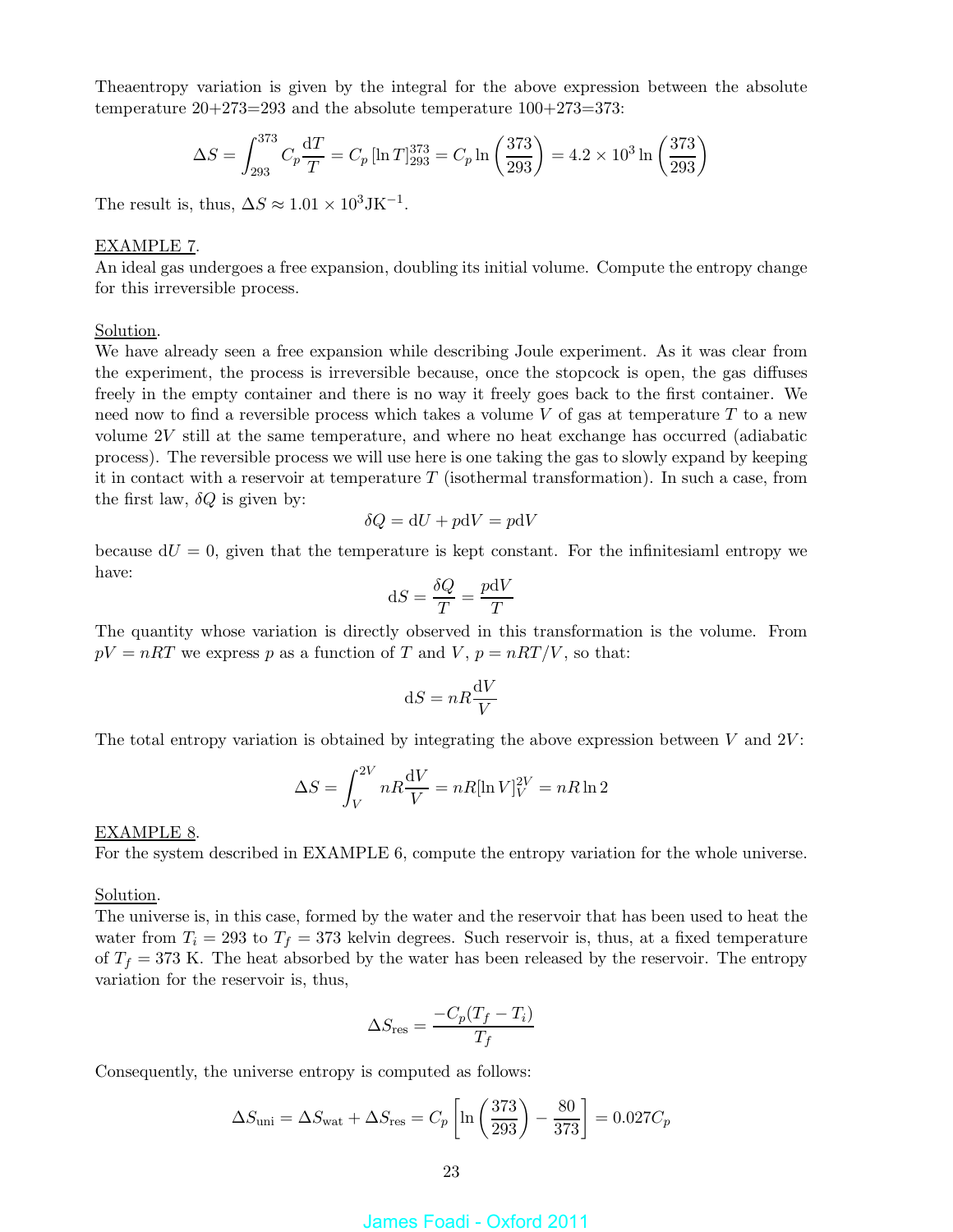Theaentropy variation is given by the integral for the above expression between the absolute temperature 20+273=293 and the absolute temperature 100+273=373:

$$\Delta S = \int_{293}^{373} C_p \frac{\mathrm{d}T}{T} = C_p \left[\ln T\right]_{293}^{373} = C_p \ln\left(\frac{373}{293}\right) = 4.2 \times 10^3 \ln\left(\frac{373}{293}\right)$$

The result is, thus, $\Delta S \approx 1.01 \times 10^3 \mathrm{JK}^{-1}$.

<u>EXAMPLE 7</u>.
An ideal gas undergoes a free expansion, doubling its initial volume. Compute the entropy change for this irreversible process.

<u>Solution</u>.
We have already seen a free expansion while describing Joule experiment. As it was clear from the experiment, the process is irreversible because, once the stopcock is open, the gas diffuses freely in the empty container and there is no way it freely goes back to the first container. We need now to find a reversible process which takes a volume $V$ of gas at temperature $T$ to a new volume $2V$ still at the same temperature, and where no heat exchange has occurred (adiabatic process). The reversible process we will use here is one taking the gas to slowly expand by keeping it in contact with a reservoir at temperature $T$ (isothermal transformation). In such a case, from the first law, $\delta Q$ is given by:

$$\delta Q = \mathrm{d}U + p\mathrm{d}V = p\mathrm{d}V$$

because $\mathrm{d}U = 0$, given that the temperature is kept constant. For the infinitesiaml entropy we have:

$$\mathrm{d}S = \frac{\delta Q}{T} = \frac{p\mathrm{d}V}{T}$$

The quantity whose variation is directly observed in this transformation is the volume. From $pV = nRT$ we express $p$ as a function of $T$ and $V$, $p = nRT/V$, so that:

$$\mathrm{d}S = nR\frac{\mathrm{d}V}{V}$$

The total entropy variation is obtained by integrating the above expression between $V$ and $2V$:

$$\Delta S = \int_{V}^{2V} nR\frac{\mathrm{d}V}{V} = nR[\ln V]_V^{2V} = nR\ln 2$$

<u>EXAMPLE 8</u>.
For the system described in EXAMPLE 6, compute the entropy variation for the whole universe.

<u>Solution</u>.
The universe is, in this case, formed by the water and the reservoir that has been used to heat the water from $T_i = 293$ to $T_f = 373$ kelvin degrees. Such reservoir is, thus, at a fixed temperature of $T_f = 373$ K. The heat absorbed by the water has been released by the reservoir. The entropy variation for the reservoir is, thus,

$$\Delta S_{\mathrm{res}} = \frac{-C_p(T_f - T_i)}{T_f}$$

Consequently, the universe entropy is computed as follows:

$$\Delta S_{\mathrm{uni}} = \Delta S_{\mathrm{wat}} + \Delta S_{\mathrm{res}} = C_p\left[\ln\left(\frac{373}{293}\right) - \frac{80}{373}\right] = 0.027 C_p$$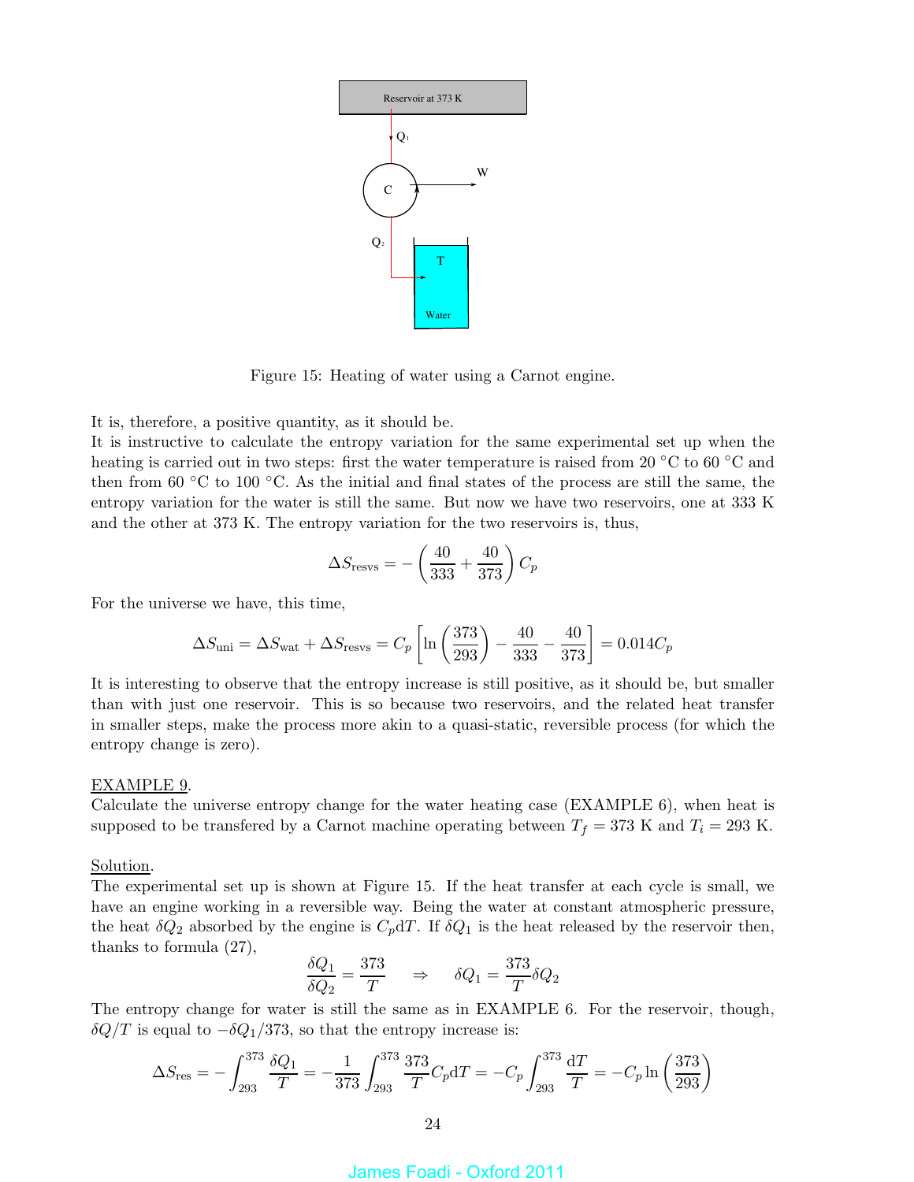Figure 15: Heating of water using a Carnot engine.

It is, therefore, a positive quantity, as it should be.
It is instructive to calculate the entropy variation for the same experimental set up when the heating is carried out in two steps: first the water temperature is raised from 20 °C to 60 °C and then from 60 °C to 100 °C. As the initial and final states of the process are still the same, the entropy variation for the water is still the same. But now we have two reservoirs, one at 333 K and the other at 373 K. The entropy variation for the two reservoirs is, thus,

$$\Delta S_{\text{resvs}} = -\left(\frac{40}{333} + \frac{40}{373}\right) C_p$$

For the universe we have, this time,

$$\Delta S_{\text{uni}} = \Delta S_{\text{wat}} + \Delta S_{\text{resvs}} = C_p \left[\ln\left(\frac{373}{293}\right) - \frac{40}{333} - \frac{40}{373}\right] = 0.014 C_p$$

It is interesting to observe that the entropy increase is still positive, as it should be, but smaller than with just one reservoir. This is so because two reservoirs, and the related heat transfer in smaller steps, make the process more akin to a quasi-static, reversible process (for which the entropy change is zero).

<u>EXAMPLE 9</u>.
Calculate the universe entropy change for the water heating case (EXAMPLE 6), when heat is supposed to be transfered by a Carnot machine operating between $T_f = 373$ K and $T_i = 293$ K.

<u>Solution</u>.
The experimental set up is shown at Figure 15. If the heat transfer at each cycle is small, we have an engine working in a reversible way. Being the water at constant atmospheric pressure, the heat $\delta Q_2$ absorbed by the engine is $C_p \mathrm{d}T$. If $\delta Q_1$ is the heat released by the reservoir then, thanks to formula (27),

$$\frac{\delta Q_1}{\delta Q_2} = \frac{373}{T} \quad \Rightarrow \quad \delta Q_1 = \frac{373}{T}\delta Q_2$$

The entropy change for water is still the same as in EXAMPLE 6. For the reservoir, though, $\delta Q/T$ is equal to $-\delta Q_1/373$, so that the entropy increase is:

$$\Delta S_{\text{res}} = -\int_{293}^{373} \frac{\delta Q_1}{T} = -\frac{1}{373}\int_{293}^{373} \frac{373}{T} C_p \mathrm{d}T = -C_p \int_{293}^{373} \frac{\mathrm{d}T}{T} = -C_p \ln\left(\frac{373}{293}\right)$$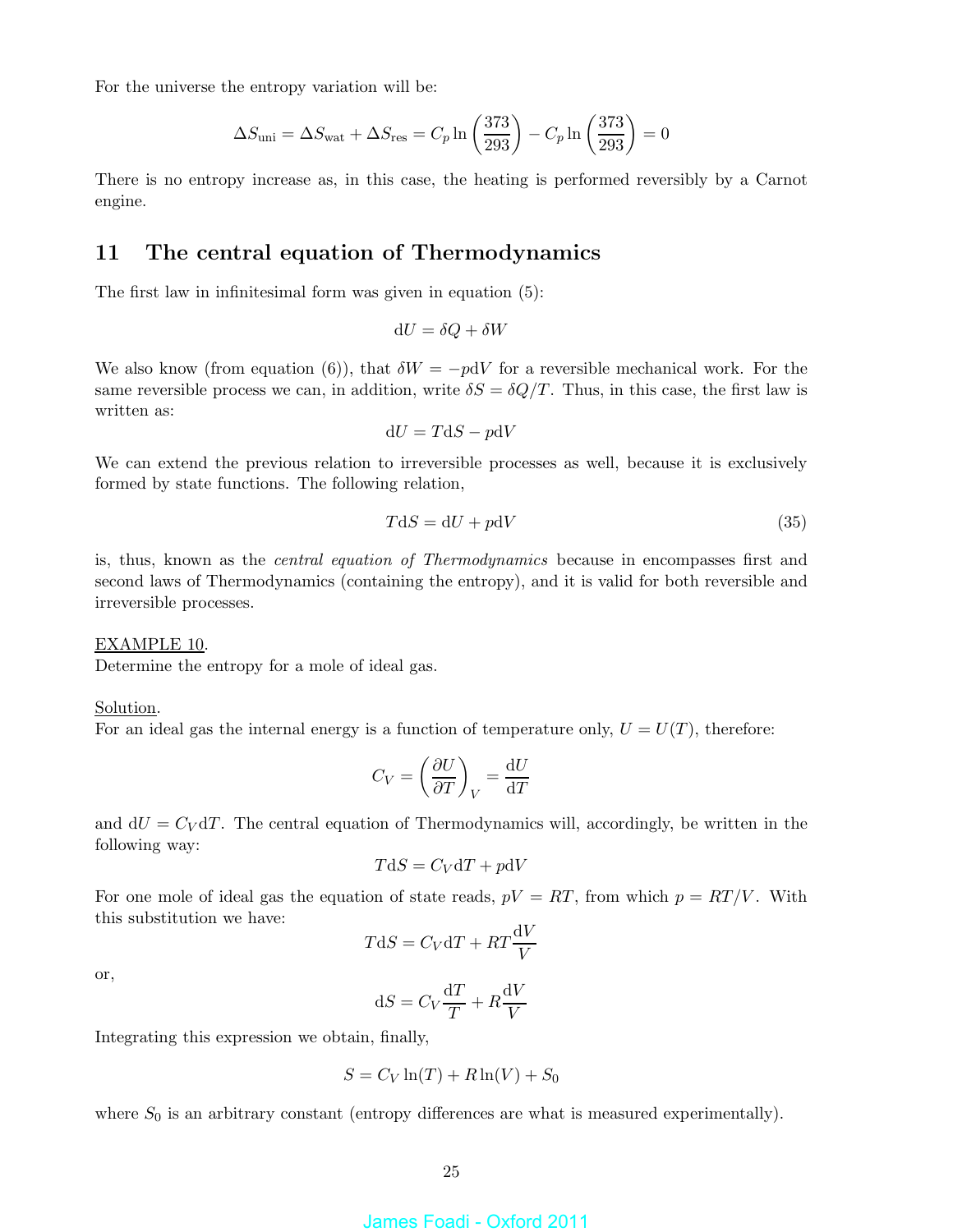For the universe the entropy variation will be:

$$\Delta S_{\text{uni}} = \Delta S_{\text{wat}} + \Delta S_{\text{res}} = C_p \ln\left(\frac{373}{293}\right) - C_p \ln\left(\frac{373}{293}\right) = 0$$

There is no entropy increase as, in this case, the heating is performed reversibly by a Carnot engine.

## 11 The central equation of Thermodynamics

The first law in infinitesimal form was given in equation (5):

$$\mathrm{d}U = \delta Q + \delta W$$

We also know (from equation (6)), that $\delta W = -p\mathrm{d}V$ for a reversible mechanical work. For the same reversible process we can, in addition, write $\delta S = \delta Q/T$. Thus, in this case, the first law is written as:

$$\mathrm{d}U = T\mathrm{d}S - p\mathrm{d}V$$

We can extend the previous relation to irreversible processes as well, because it is exclusively formed by state functions. The following relation,

$$T\mathrm{d}S = \mathrm{d}U + p\mathrm{d}V \tag{35}$$

is, thus, known as the *central equation of Thermodynamics* because in encompasses first and second laws of Thermodynamics (containing the entropy), and it is valid for both reversible and irreversible processes.

EXAMPLE 10.
Determine the entropy for a mole of ideal gas.

Solution.
For an ideal gas the internal energy is a function of temperature only, $U = U(T)$, therefore:

$$C_V = \left(\frac{\partial U}{\partial T}\right)_V = \frac{\mathrm{d}U}{\mathrm{d}T}$$

and $\mathrm{d}U = C_V \mathrm{d}T$. The central equation of Thermodynamics will, accordingly, be written in the following way:

$$T\mathrm{d}S = C_V \mathrm{d}T + p\mathrm{d}V$$

For one mole of ideal gas the equation of state reads, $pV = RT$, from which $p = RT/V$. With this substitution we have:

$$T\mathrm{d}S = C_V \mathrm{d}T + RT\frac{\mathrm{d}V}{V}$$

or,

$$\mathrm{d}S = C_V \frac{\mathrm{d}T}{T} + R\frac{\mathrm{d}V}{V}$$

Integrating this expression we obtain, finally,

$$S = C_V \ln(T) + R\ln(V) + S_0$$

where $S_0$ is an arbitrary constant (entropy differences are what is measured experimentally).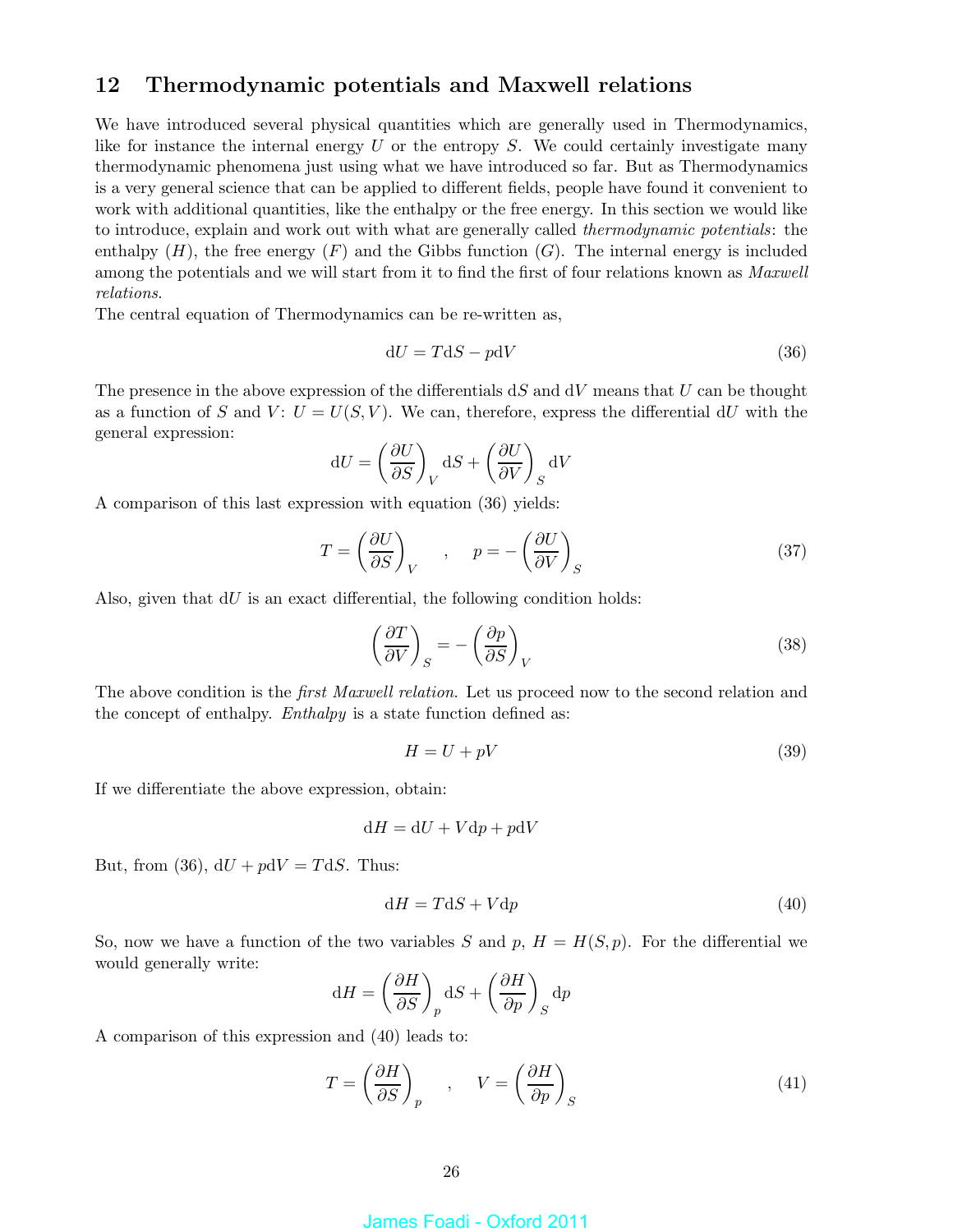## 12 Thermodynamic potentials and Maxwell relations

We have introduced several physical quantities which are generally used in Thermodynamics, like for instance the internal energy $U$ or the entropy $S$. We could certainly investigate many thermodynamic phenomena just using what we have introduced so far. But as Thermodynamics is a very general science that can be applied to different fields, people have found it convenient to work with additional quantities, like the enthalpy or the free energy. In this section we would like to introduce, explain and work out with what are generally called *thermodynamic potentials*: the enthalpy ($H$), the free energy ($F$) and the Gibbs function ($G$). The internal energy is included among the potentials and we will start from it to find the first of four relations known as *Maxwell relations*.

The central equation of Thermodynamics can be re-written as,

$$\mathrm{d}U = T\mathrm{d}S - p\mathrm{d}V \tag{36}$$

The presence in the above expression of the differentials $\mathrm{d}S$ and $\mathrm{d}V$ means that $U$ can be thought as a function of $S$ and $V$: $U = U(S,V)$. We can, therefore, express the differential $\mathrm{d}U$ with the general expression:

$$\mathrm{d}U = \left(\frac{\partial U}{\partial S}\right)_V \mathrm{d}S + \left(\frac{\partial U}{\partial V}\right)_S \mathrm{d}V$$

A comparison of this last expression with equation (36) yields:

$$T = \left(\frac{\partial U}{\partial S}\right)_V \quad , \quad p = -\left(\frac{\partial U}{\partial V}\right)_S \tag{37}$$

Also, given that $\mathrm{d}U$ is an exact differential, the following condition holds:

$$\left(\frac{\partial T}{\partial V}\right)_S = -\left(\frac{\partial p}{\partial S}\right)_V \tag{38}$$

The above condition is the *first Maxwell relation*. Let us proceed now to the second relation and the concept of enthalpy. *Enthalpy* is a state function defined as:

$$H = U + pV \tag{39}$$

If we differentiate the above expression, obtain:

$$\mathrm{d}H = \mathrm{d}U + V\mathrm{d}p + p\mathrm{d}V$$

But, from (36), $\mathrm{d}U + p\mathrm{d}V = T\mathrm{d}S$. Thus:

$$\mathrm{d}H = T\mathrm{d}S + V\mathrm{d}p \tag{40}$$

So, now we have a function of the two variables $S$ and $p$, $H = H(S,p)$. For the differential we would generally write:

$$\mathrm{d}H = \left(\frac{\partial H}{\partial S}\right)_p \mathrm{d}S + \left(\frac{\partial H}{\partial p}\right)_S \mathrm{d}p$$

A comparison of this expression and (40) leads to:

$$T = \left(\frac{\partial H}{\partial S}\right)_p \quad , \quad V = \left(\frac{\partial H}{\partial p}\right)_S \tag{41}$$

James Foadi - Oxford 2011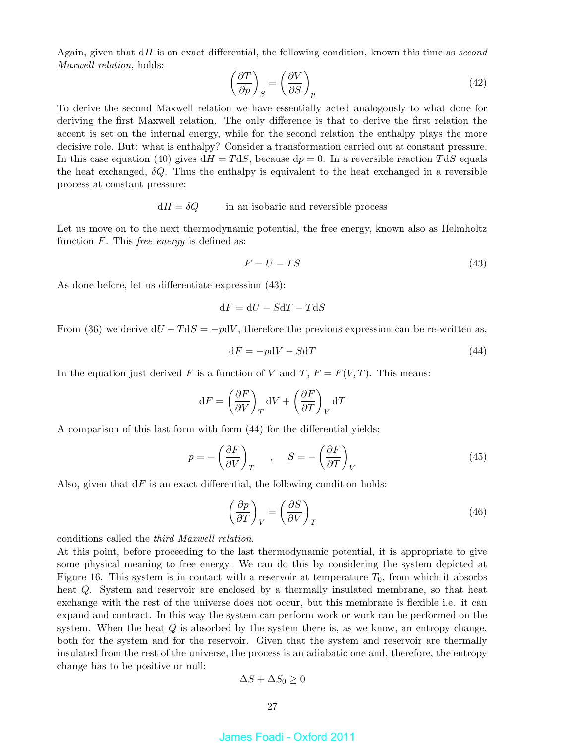Again, given that $\mathrm{d}H$ is an exact differential, the following condition, known this time as *second Maxwell relation*, holds:

$$\left(\frac{\partial T}{\partial p}\right)_S = \left(\frac{\partial V}{\partial S}\right)_p \tag{42}$$

To derive the second Maxwell relation we have essentially acted analogously to what done for deriving the first Maxwell relation. The only difference is that to derive the first relation the accent is set on the internal energy, while for the second relation the enthalpy plays the more decisive role. But: what is enthalpy? Consider a transformation carried out at constant pressure. In this case equation (40) gives $\mathrm{d}H = T\mathrm{d}S$, because $\mathrm{d}p = 0$. In a reversible reaction $T\mathrm{d}S$ equals the heat exchanged, $\delta Q$. Thus the enthalpy is equivalent to the heat exchanged in a reversible process at constant pressure:

$$\mathrm{d}H = \delta Q \qquad \text{in an isobaric and reversible process}$$

Let us move on to the next thermodynamic potential, the free energy, known also as Helmholtz function $F$. This *free energy* is defined as:

$$F = U - TS \tag{43}$$

As done before, let us differentiate expression (43):

$$\mathrm{d}F = \mathrm{d}U - S\mathrm{d}T - T\mathrm{d}S$$

From (36) we derive $\mathrm{d}U - T\mathrm{d}S = -p\mathrm{d}V$, therefore the previous expression can be re-written as,

$$\mathrm{d}F = -p\mathrm{d}V - S\mathrm{d}T \tag{44}$$

In the equation just derived $F$ is a function of $V$ and $T$, $F = F(V,T)$. This means:

$$\mathrm{d}F = \left(\frac{\partial F}{\partial V}\right)_T \mathrm{d}V + \left(\frac{\partial F}{\partial T}\right)_V \mathrm{d}T$$

A comparison of this last form with form (44) for the differential yields:

$$p = -\left(\frac{\partial F}{\partial V}\right)_T \quad , \quad S = -\left(\frac{\partial F}{\partial T}\right)_V \tag{45}$$

Also, given that $\mathrm{d}F$ is an exact differential, the following condition holds:

$$\left(\frac{\partial p}{\partial T}\right)_V = \left(\frac{\partial S}{\partial V}\right)_T \tag{46}$$

conditions called the *third Maxwell relation*.

At this point, before proceeding to the last thermodynamic potential, it is appropriate to give some physical meaning to free energy. We can do this by considering the system depicted at Figure 16. This system is in contact with a reservoir at temperature $T_0$, from which it absorbs heat $Q$. System and reservoir are enclosed by a thermally insulated membrane, so that heat exchange with the rest of the universe does not occur, but this membrane is flexible i.e. it can expand and contract. In this way the system can perform work or work can be performed on the system. When the heat $Q$ is absorbed by the system there is, as we know, an entropy change, both for the system and for the reservoir. Given that the system and reservoir are thermally insulated from the rest of the universe, the process is an adiabatic one and, therefore, the entropy change has to be positive or null:

$$\Delta S + \Delta S_0 \geq 0$$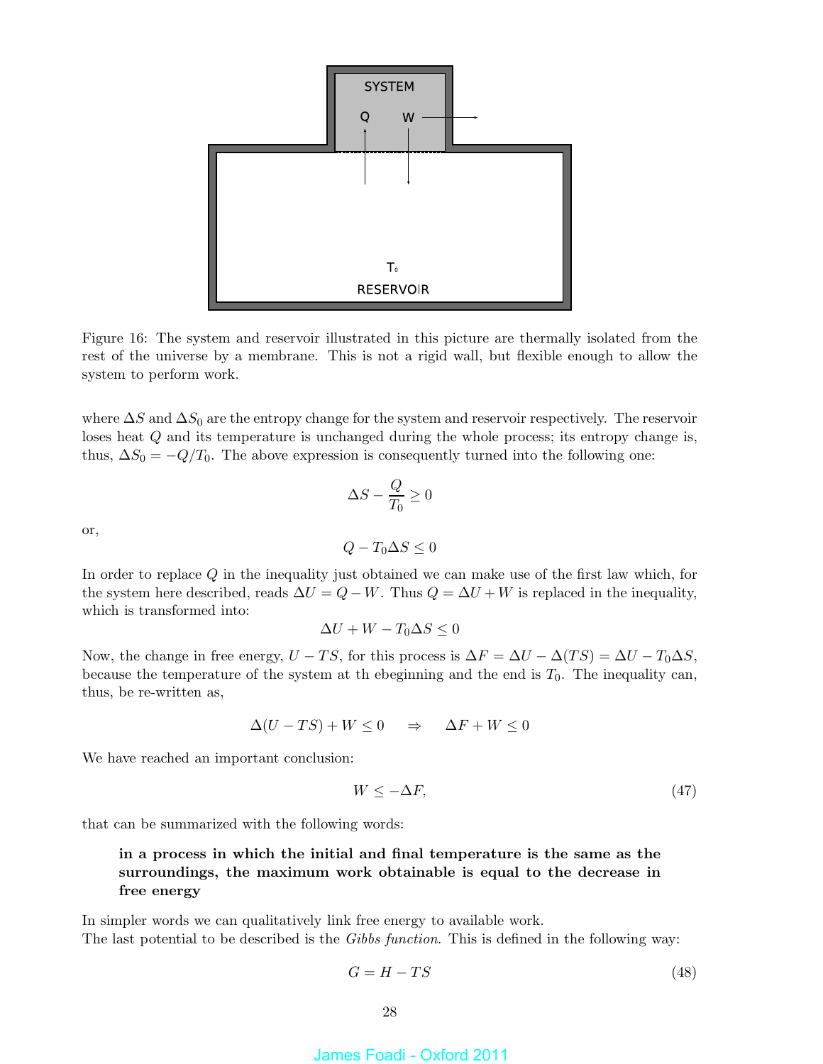Figure 16: The system and reservoir illustrated in this picture are thermally isolated from the rest of the universe by a membrane. This is not a rigid wall, but flexible enough to allow the system to perform work.

where $\Delta S$ and $\Delta S_0$ are the entropy change for the system and reservoir respectively. The reservoir loses heat $Q$ and its temperature is unchanged during the whole process; its entropy change is, thus, $\Delta S_0 = -Q/T_0$. The above expression is consequently turned into the following one:

$$\Delta S - \frac{Q}{T_0} \geq 0$$

or,

$$Q - T_0 \Delta S \leq 0$$

In order to replace $Q$ in the inequality just obtained we can make use of the first law which, for the system here described, reads $\Delta U = Q - W$. Thus $Q = \Delta U + W$ is replaced in the inequality, which is transformed into:

$$\Delta U + W - T_0 \Delta S \leq 0$$

Now, the change in free energy, $U - TS$, for this process is $\Delta F = \Delta U - \Delta(TS) = \Delta U - T_0 \Delta S$, because the temperature of the system at th ebeginning and the end is $T_0$. The inequality can, thus, be re-written as,

$$\Delta(U - TS) + W \leq 0 \quad \Rightarrow \quad \Delta F + W \leq 0$$

We have reached an important conclusion:

$$W \leq -\Delta F, \tag{47}$$

that can be summarized with the following words:

> **in a process in which the initial and final temperature is the same as the surroundings, the maximum work obtainable is equal to the decrease in free energy**

In simpler words we can qualitatively link free energy to available work.
The last potential to be described is the *Gibbs function*. This is defined in the following way:

$$G = H - TS \tag{48}$$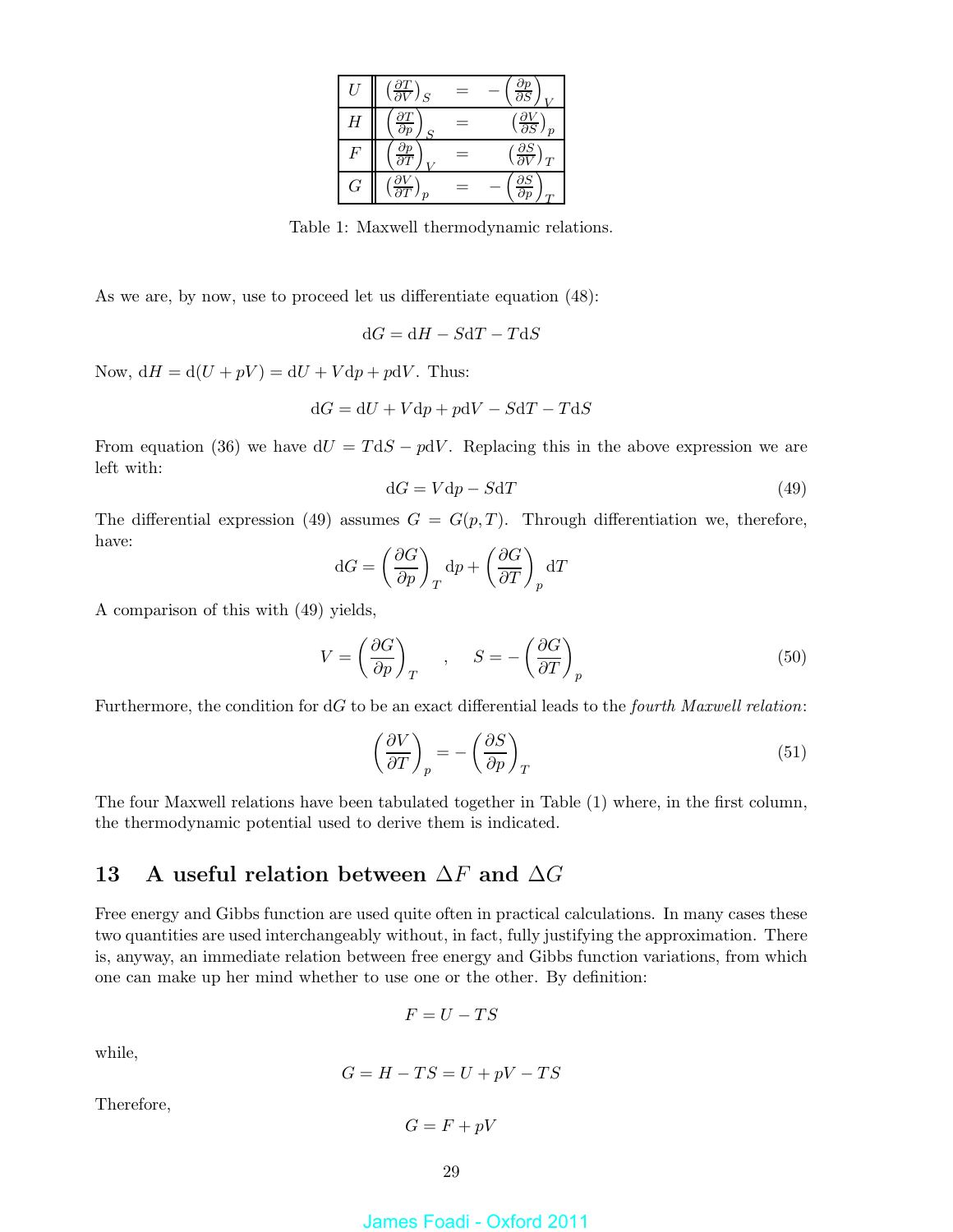| | | | |
|---|---|---|---|
| $U$ | $\left(\frac{\partial T}{\partial V}\right)_S$ | $=$ | $-\left(\frac{\partial p}{\partial S}\right)_V$ |
| $H$ | $\left(\frac{\partial T}{\partial p}\right)_S$ | $=$ | $\left(\frac{\partial V}{\partial S}\right)_p$ |
| $F$ | $\left(\frac{\partial p}{\partial T}\right)_V$ | $=$ | $\left(\frac{\partial S}{\partial V}\right)_T$ |
| $G$ | $\left(\frac{\partial V}{\partial T}\right)_p$ | $=$ | $-\left(\frac{\partial S}{\partial p}\right)_T$ |

Table 1: Maxwell thermodynamic relations.

As we are, by now, use to proceed let us differentiate equation (48):

$$\mathrm{d}G = \mathrm{d}H - S\mathrm{d}T - T\mathrm{d}S$$

Now, $\mathrm{d}H = \mathrm{d}(U + pV) = \mathrm{d}U + V\mathrm{d}p + p\mathrm{d}V$. Thus:

$$\mathrm{d}G = \mathrm{d}U + V\mathrm{d}p + p\mathrm{d}V - S\mathrm{d}T - T\mathrm{d}S$$

From equation (36) we have $\mathrm{d}U = T\mathrm{d}S - p\mathrm{d}V$. Replacing this in the above expression we are left with:

$$\mathrm{d}G = V\mathrm{d}p - S\mathrm{d}T \tag{49}$$

The differential expression (49) assumes $G = G(p, T)$. Through differentiation we, therefore, have:

$$\mathrm{d}G = \left(\frac{\partial G}{\partial p}\right)_T \mathrm{d}p + \left(\frac{\partial G}{\partial T}\right)_p \mathrm{d}T$$

A comparison of this with (49) yields,

$$V = \left(\frac{\partial G}{\partial p}\right)_T \quad , \quad S = -\left(\frac{\partial G}{\partial T}\right)_p \tag{50}$$

Furthermore, the condition for $\mathrm{d}G$ to be an exact differential leads to the *fourth Maxwell relation*:

$$\left(\frac{\partial V}{\partial T}\right)_p = -\left(\frac{\partial S}{\partial p}\right)_T \tag{51}$$

The four Maxwell relations have been tabulated together in Table (1) where, in the first column, the thermodynamic potential used to derive them is indicated.

## 13 A useful relation between $\Delta F$ and $\Delta G$

Free energy and Gibbs function are used quite often in practical calculations. In many cases these two quantities are used interchangeably without, in fact, fully justifying the approximation. There is, anyway, an immediate relation between free energy and Gibbs function variations, from which one can make up her mind whether to use one or the other. By definition:

$$F = U - TS$$

while,

$$G = H - TS = U + pV - TS$$

Therefore,

$$G = F + pV$$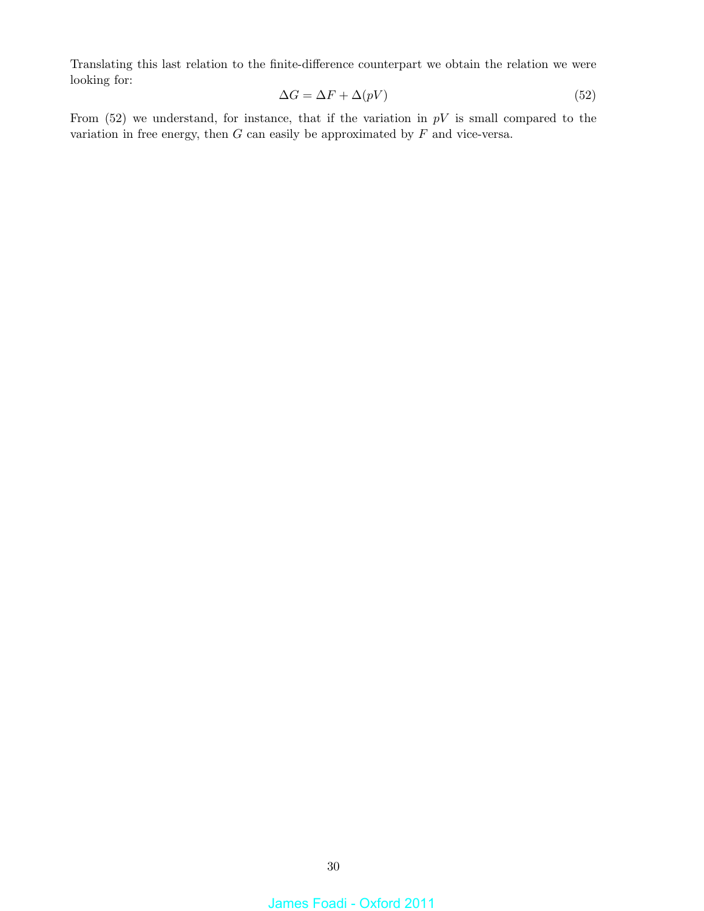Translating this last relation to the finite-difference counterpart we obtain the relation we were looking for:

$$\Delta G = \Delta F + \Delta(pV) \tag{52}$$

From (52) we understand, for instance, that if the variation in $pV$ is small compared to the variation in free energy, then $G$ can easily be approximated by $F$ and vice-versa.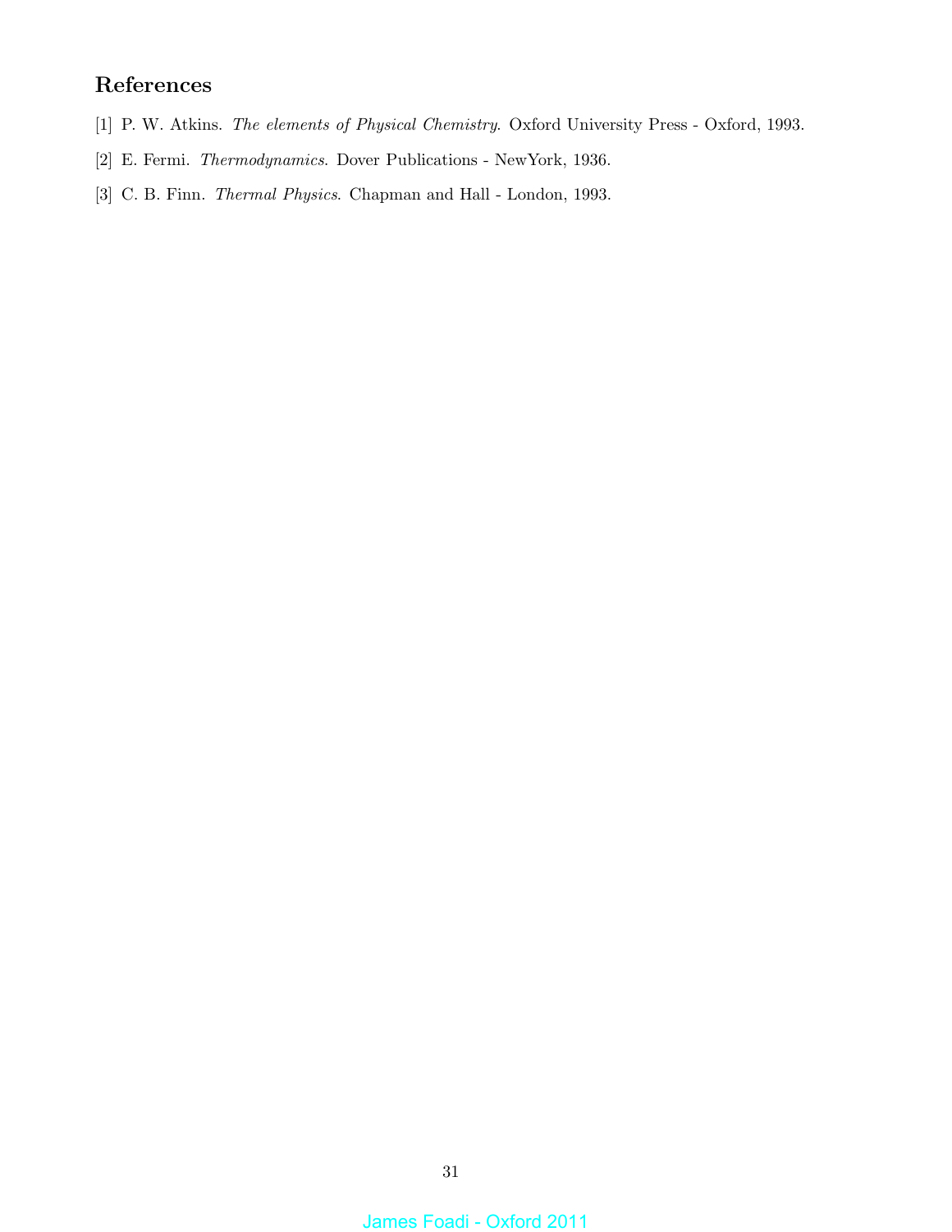## References

[1] P. W. Atkins. *The elements of Physical Chemistry*. Oxford University Press - Oxford, 1993.

[2] E. Fermi. *Thermodynamics*. Dover Publications - NewYork, 1936.

[3] C. B. Finn. *Thermal Physics*. Chapman and Hall - London, 1993.